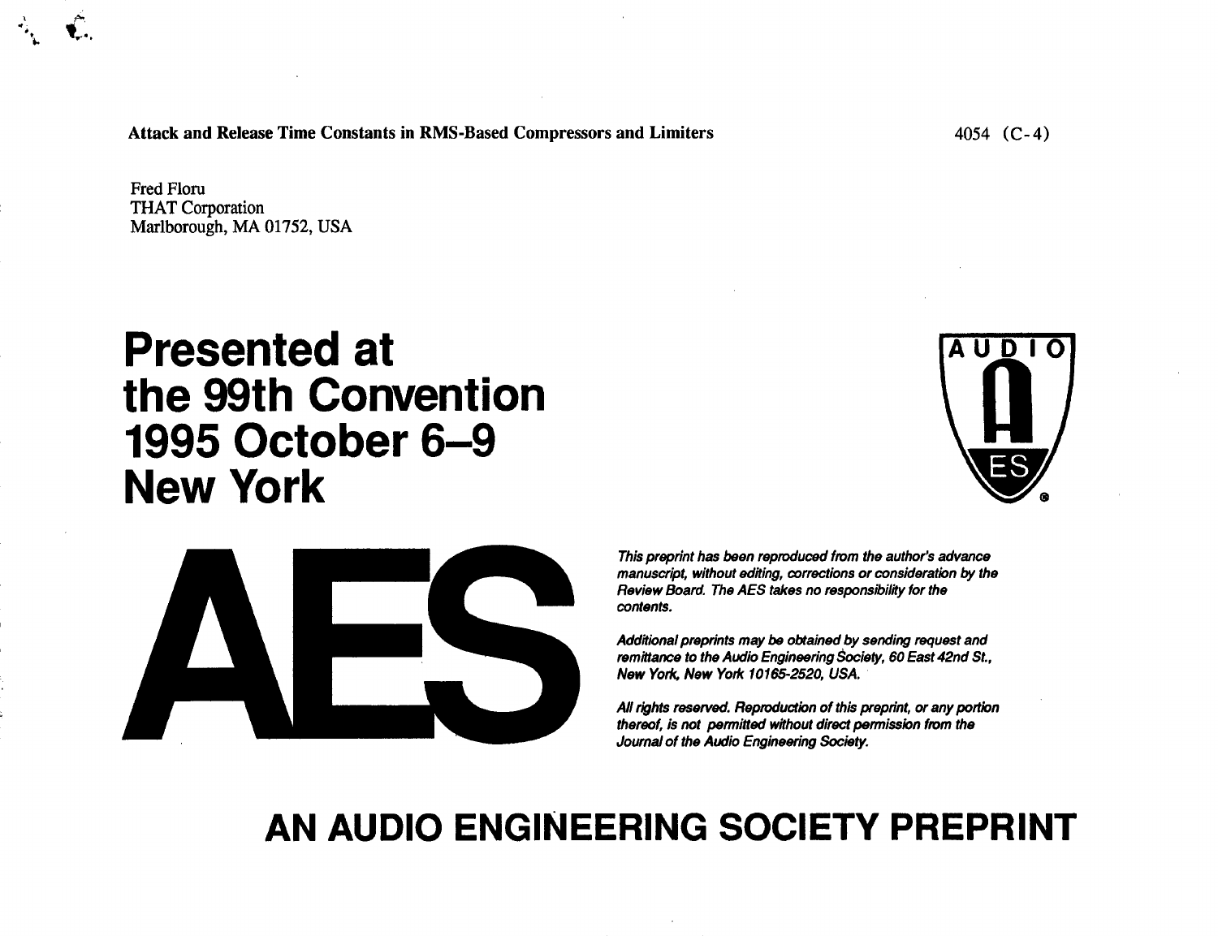**Attack and Release Time Constants in RMS-Based Compressors and Limiters** 4054 (C-4)

Fred Floru
THAT Corporation
Marlborough, MA 01752, USA

# Presented at the 99th Convention 1995 October 6–9 New York

AES

*This preprint has been reproduced from the author's advance manuscript, without editing, corrections or consideration by the Review Board. The AES takes no responsibility for the contents.*

*Additional preprints may be obtained by sending request and remittance to the Audio Engineering Society, 60 East 42nd St., New York, New York 10165-2520, USA.*

*All rights reserved. Reproduction of this preprint, or any portion thereof, is not permitted without direct permission from the Journal of the Audio Engineering Society.*

# AN AUDIO ENGINEERING SOCIETY PREPRINT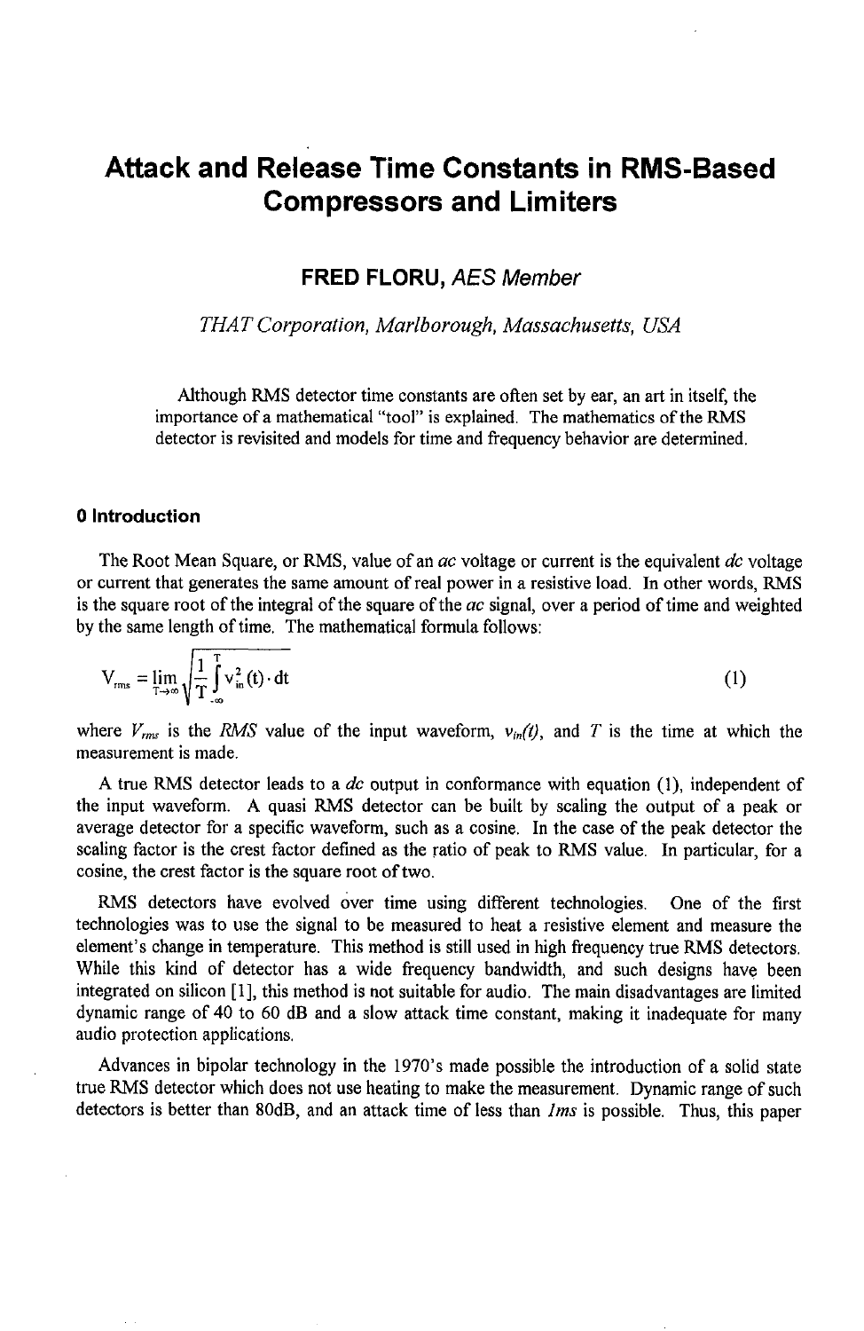# Attack and Release Time Constants in RMS-Based Compressors and Limiters

**FRED FLORU,** *AES Member*

*THAT Corporation, Marlborough, Massachusetts, USA*

Although RMS detector time constants are often set by ear, an art in itself, the importance of a mathematical "tool" is explained. The mathematics of the RMS detector is revisited and models for time and frequency behavior are determined.

### 0 Introduction

The Root Mean Square, or RMS, value of an *ac* voltage or current is the equivalent *dc* voltage or current that generates the same amount of real power in a resistive load. In other words, RMS is the square root of the integral of the square of the *ac* signal, over a period of time and weighted by the same length of time. The mathematical formula follows:

$$V_{rms} = \lim_{T \to \infty} \sqrt{\frac{1}{T} \int_{-\infty}^{T} v_{in}^2(t) \cdot dt} \tag{1}$$

where $V_{rms}$ is the *RMS* value of the input waveform, $v_{in}(t)$, and $T$ is the time at which the measurement is made.

A true RMS detector leads to a *dc* output in conformance with equation (1), independent of the input waveform. A quasi RMS detector can be built by scaling the output of a peak or average detector for a specific waveform, such as a cosine. In the case of the peak detector the scaling factor is the crest factor defined as the ratio of peak to RMS value. In particular, for a cosine, the crest factor is the square root of two.

RMS detectors have evolved over time using different technologies. One of the first technologies was to use the signal to be measured to heat a resistive element and measure the element's change in temperature. This method is still used in high frequency true RMS detectors. While this kind of detector has a wide frequency bandwidth, and such designs have been integrated on silicon [1], this method is not suitable for audio. The main disadvantages are limited dynamic range of 40 to 60 dB and a slow attack time constant, making it inadequate for many audio protection applications.

Advances in bipolar technology in the 1970's made possible the introduction of a solid state true RMS detector which does not use heating to make the measurement. Dynamic range of such detectors is better than 80dB, and an attack time of less than *1ms* is possible. Thus, this paper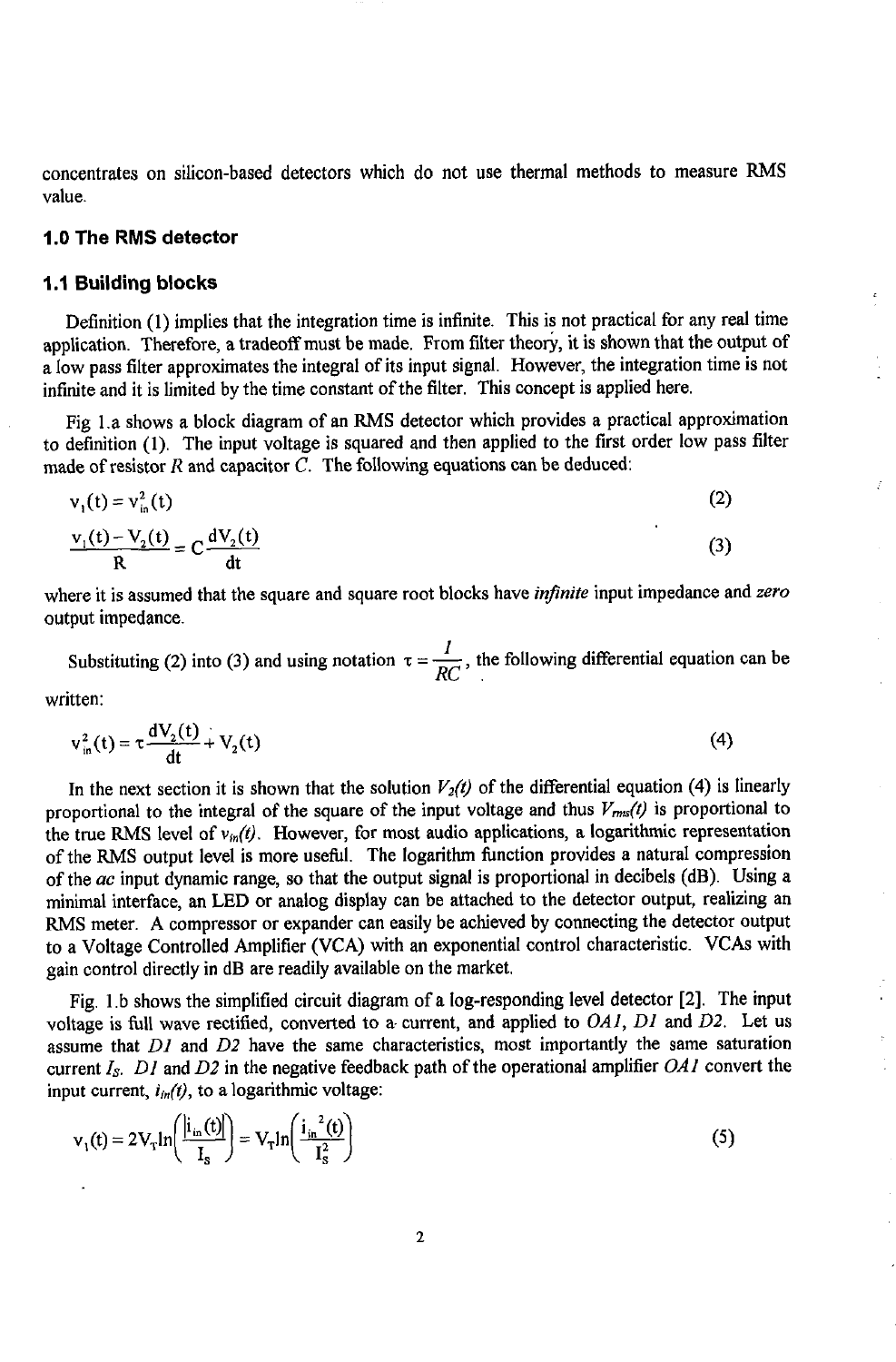concentrates on silicon-based detectors which do not use thermal methods to measure RMS value.

## 1.0 The RMS detector

### 1.1 Building blocks

Definition (1) implies that the integration time is infinite. This is not practical for any real time application. Therefore, a tradeoff must be made. From filter theory, it is shown that the output of a low pass filter approximates the integral of its input signal. However, the integration time is not infinite and it is limited by the time constant of the filter. This concept is applied here.

Fig 1.a shows a block diagram of an RMS detector which provides a practical approximation to definition (1). The input voltage is squared and then applied to the first order low pass filter made of resistor $R$ and capacitor $C$. The following equations can be deduced:

$$v_1(t) = v_{in}^2(t) \tag{2}$$

$$\frac{v_1(t) - V_2(t)}{R} = C\frac{dV_2(t)}{dt} \tag{3}$$

where it is assumed that the square and square root blocks have *infinite* input impedance and *zero* output impedance.

Substituting (2) into (3) and using notation $\tau = \frac{1}{RC}$, the following differential equation can be written:

$$v_{in}^2(t) = \tau\frac{dV_2(t)}{dt} + V_2(t) \tag{4}$$

In the next section it is shown that the solution $V_2(t)$ of the differential equation (4) is linearly proportional to the integral of the square of the input voltage and thus $V_{rms}(t)$ is proportional to the true RMS level of $v_{in}(t)$. However, for most audio applications, a logarithmic representation of the RMS output level is more useful. The logarithm function provides a natural compression of the *ac* input dynamic range, so that the output signal is proportional in decibels (dB). Using a minimal interface, an LED or analog display can be attached to the detector output, realizing an RMS meter. A compressor or expander can easily be achieved by connecting the detector output to a Voltage Controlled Amplifier (VCA) with an exponential control characteristic. VCAs with gain control directly in dB are readily available on the market.

Fig. 1.b shows the simplified circuit diagram of a log-responding level detector [2]. The input voltage is full wave rectified, converted to a current, and applied to *OA1*, *D1* and *D2*. Let us assume that *D1* and *D2* have the same characteristics, most importantly the same saturation current $I_S$. *D1* and *D2* in the negative feedback path of the operational amplifier *OA1* convert the input current, $i_{in}(t)$, to a logarithmic voltage:

$$v_1(t) = 2V_T \ln\left(\frac{|i_{in}(t)|}{I_S}\right) = V_T \ln\left(\frac{i_{in}^2(t)}{I_S^2}\right) \tag{5}$$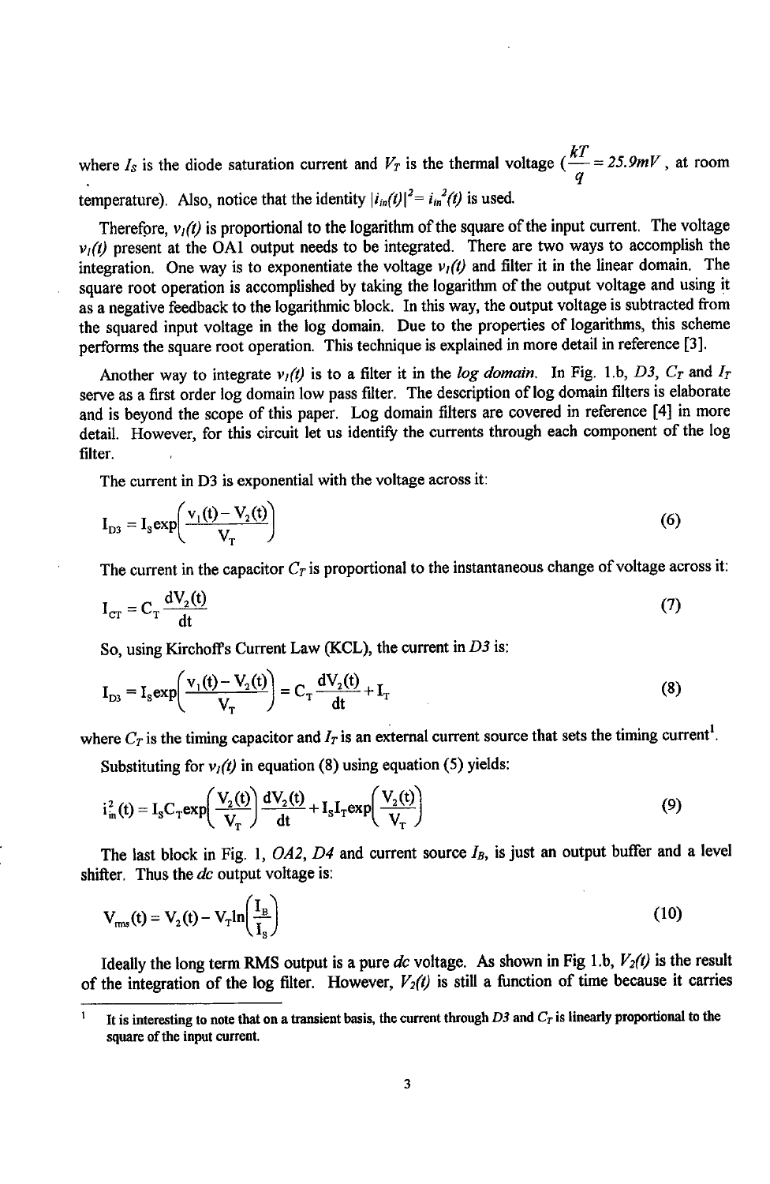where $I_S$ is the diode saturation current and $V_T$ is the thermal voltage ($\frac{kT}{q} = 25.9mV$, at room temperature). Also, notice that the identity $|i_{in}(t)|^2 = i_{in}^2(t)$ is used.

Therefore, $v_I(t)$ is proportional to the logarithm of the square of the input current. The voltage $v_I(t)$ present at the OA1 output needs to be integrated. There are two ways to accomplish the integration. One way is to exponentiate the voltage $v_I(t)$ and filter it in the linear domain. The square root operation is accomplished by taking the logarithm of the output voltage and using it as a negative feedback to the logarithmic block. In this way, the output voltage is subtracted from the squared input voltage in the log domain. Due to the properties of logarithms, this scheme performs the square root operation. This technique is explained in more detail in reference [3].

Another way to integrate $v_I(t)$ is to a filter it in the *log domain*. In Fig. 1.b, *D3*, $C_T$ and $I_T$ serve as a first order log domain low pass filter. The description of log domain filters is elaborate and is beyond the scope of this paper. Log domain filters are covered in reference [4] in more detail. However, for this circuit let us identify the currents through each component of the log filter.

The current in D3 is exponential with the voltage across it:

$$I_{D3} = I_S \exp\left(\frac{v_1(t) - V_2(t)}{V_T}\right) \tag{6}$$

The current in the capacitor $C_T$ is proportional to the instantaneous change of voltage across it:

$$I_{CT} = C_T \frac{dV_2(t)}{dt} \tag{7}$$

So, using Kirchoff's Current Law (KCL), the current in *D3* is:

$$I_{D3} = I_S \exp\left(\frac{v_1(t) - V_2(t)}{V_T}\right) = C_T \frac{dV_2(t)}{dt} + I_T \tag{8}$$

where $C_T$ is the timing capacitor and $I_T$ is an external current source that sets the timing current[1].

Substituting for $v_I(t)$ in equation (8) using equation (5) yields:

$$i_{in}^2(t) = I_S C_T \exp\left(\frac{V_2(t)}{V_T}\right) \frac{dV_2(t)}{dt} + I_S I_T \exp\left(\frac{V_2(t)}{V_T}\right) \tag{9}$$

The last block in Fig. 1, *OA2*, *D4* and current source $I_B$, is just an output buffer and a level shifter. Thus the *dc* output voltage is:

$$V_{rms}(t) = V_2(t) - V_T \ln\left(\frac{I_B}{I_S}\right) \tag{10}$$

Ideally the long term RMS output is a pure *dc* voltage. As shown in Fig 1.b, $V_2(t)$ is the result of the integration of the log filter. However, $V_2(t)$ is still a function of time because it carries

---

[1] It is interesting to note that on a transient basis, the current through *D3* and $C_T$ is linearly proportional to the square of the input current.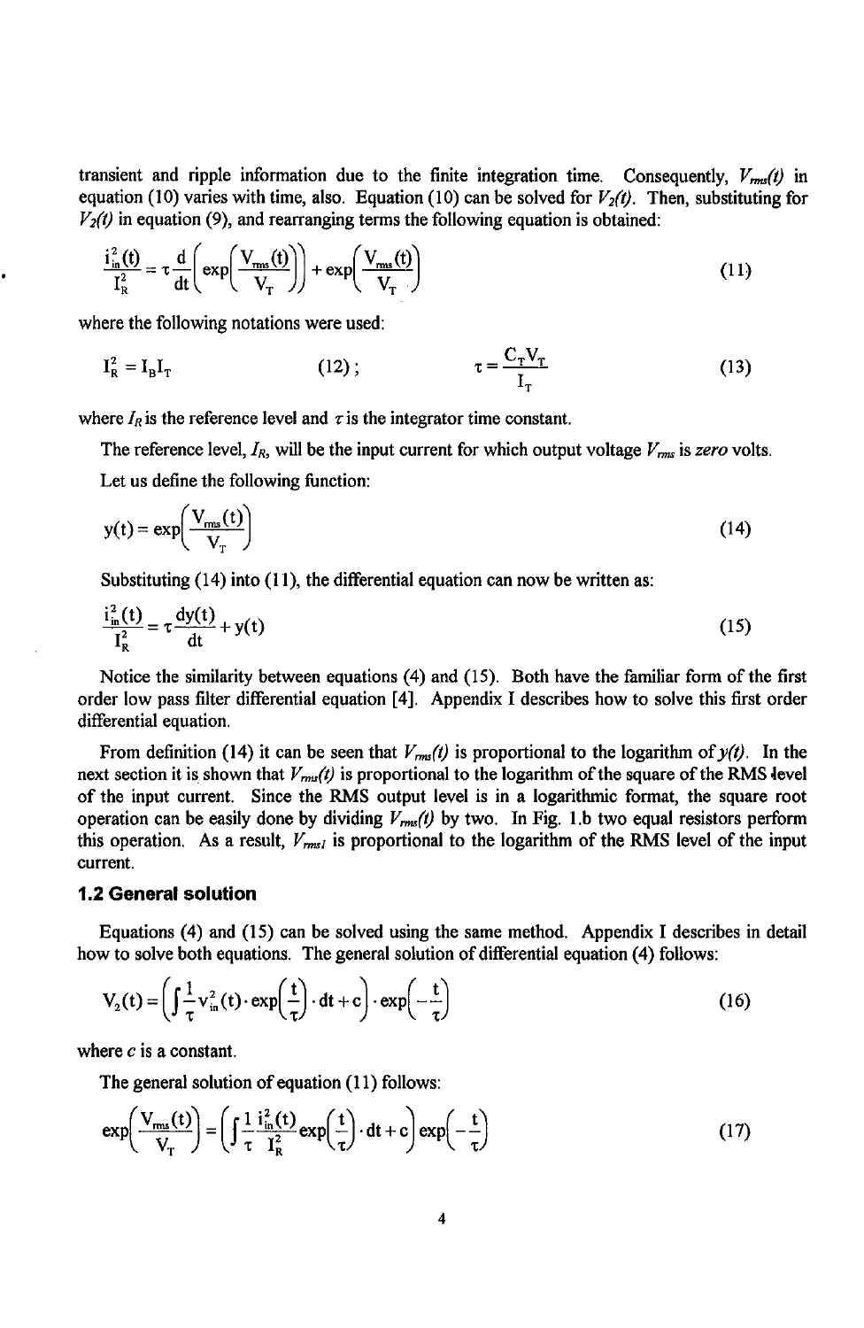transient and ripple information due to the finite integration time. Consequently, $V_{rms}(t)$ in equation (10) varies with time, also. Equation (10) can be solved for $V_2(t)$. Then, substituting for $V_2(t)$ in equation (9), and rearranging terms the following equation is obtained:

$$\frac{i_{in}^2(t)}{I_R^2} = \tau \frac{d}{dt}\left(\exp\left(\frac{V_{rms}(t)}{V_T}\right)\right) + \exp\left(\frac{V_{rms}(t)}{V_T}\right) \tag{11}$$

where the following notations were used:

$$I_R^2 = I_B I_T \tag{12}$$

$$\tau = \frac{C_T V_T}{I_T} \tag{13}$$

where $I_R$ is the reference level and $\tau$ is the integrator time constant.

The reference level, $I_R$, will be the input current for which output voltage $V_{rms}$ is *zero* volts.

Let us define the following function:

$$y(t) = \exp\left(\frac{V_{rms}(t)}{V_T}\right) \tag{14}$$

Substituting (14) into (11), the differential equation can now be written as:

$$\frac{i_{in}^2(t)}{I_R^2} = \tau \frac{dy(t)}{dt} + y(t) \tag{15}$$

Notice the similarity between equations (4) and (15). Both have the familiar form of the first order low pass filter differential equation [4]. Appendix I describes how to solve this first order differential equation.

From definition (14) it can be seen that $V_{rms}(t)$ is proportional to the logarithm of $y(t)$. In the next section it is shown that $V_{rms}(t)$ is proportional to the logarithm of the square of the RMS level of the input current. Since the RMS output level is in a logarithmic format, the square root operation can be easily done by dividing $V_{rms}(t)$ by two. In Fig. 1.b two equal resistors perform this operation. As a result, $V_{rms1}$ is proportional to the logarithm of the RMS level of the input current.

### 1.2 General solution

Equations (4) and (15) can be solved using the same method. Appendix I describes in detail how to solve both equations. The general solution of differential equation (4) follows:

$$V_2(t) = \left(\int \frac{1}{\tau} v_{in}^2(t) \cdot \exp\left(\frac{t}{\tau}\right) \cdot dt + c\right) \cdot \exp\left(-\frac{t}{\tau}\right) \tag{16}$$

where $c$ is a constant.

The general solution of equation (11) follows:

$$\exp\left(\frac{V_{rms}(t)}{V_T}\right) = \left(\int \frac{1}{\tau} \frac{i_{in}^2(t)}{I_R^2} \exp\left(\frac{t}{\tau}\right) \cdot dt + c\right) \exp\left(-\frac{t}{\tau}\right) \tag{17}$$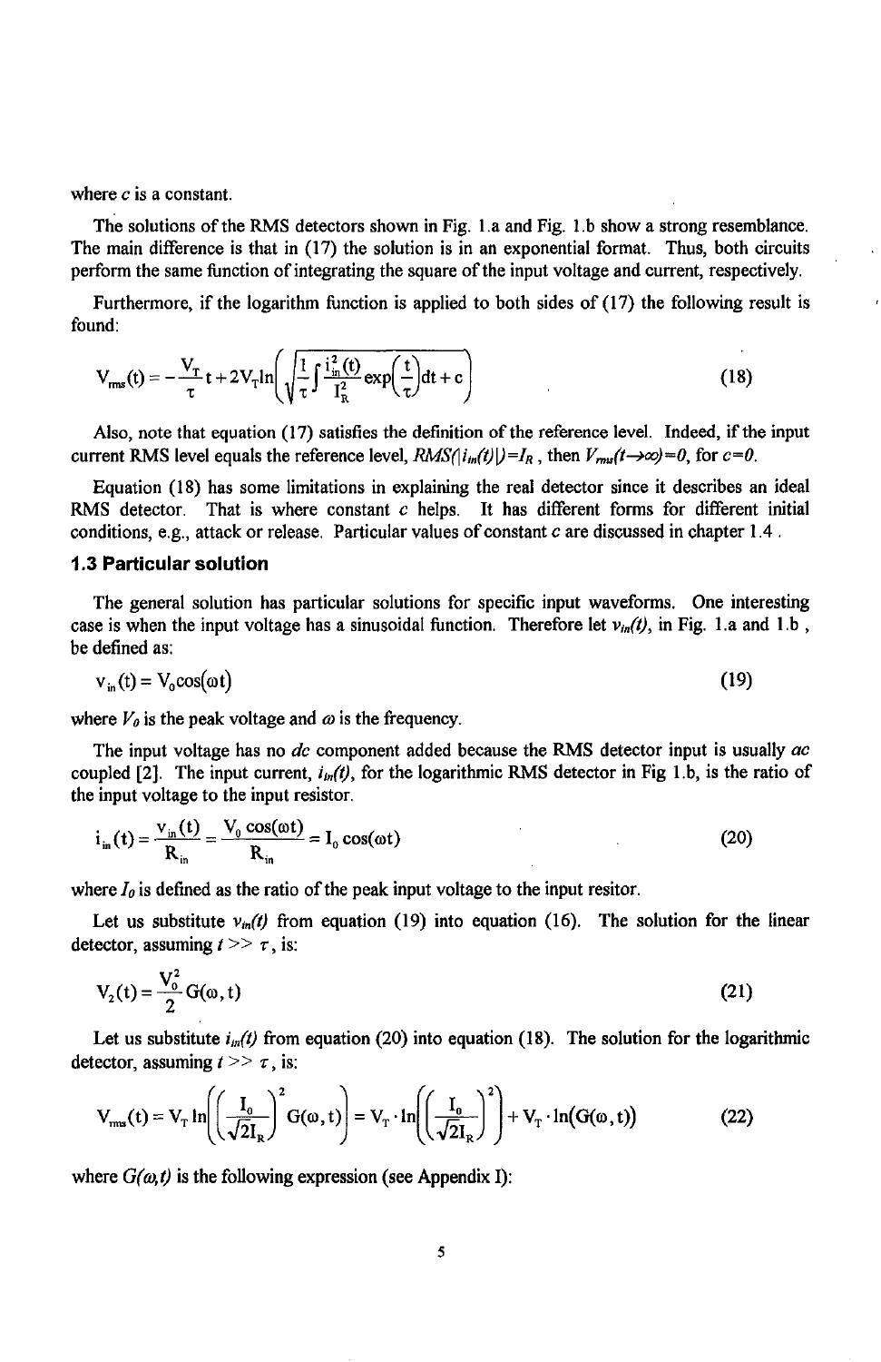where $c$ is a constant.

The solutions of the RMS detectors shown in Fig. 1.a and Fig. 1.b show a strong resemblance. The main difference is that in (17) the solution is in an exponential format. Thus, both circuits perform the same function of integrating the square of the input voltage and current, respectively.

Furthermore, if the logarithm function is applied to both sides of (17) the following result is found:

$$V_{rms}(t) = -\frac{V_T}{\tau}t + 2V_T \ln\left(\sqrt{\frac{1}{\tau}\int \frac{i_{in}^2(t)}{I_R^2}\exp\left(\frac{t}{\tau}\right)dt + c}\right) \tag{18}$$

Also, note that equation (17) satisfies the definition of the reference level. Indeed, if the input current RMS level equals the reference level, $RMS(|i_{in}(t)|)=I_R$, then $V_{rms}(t \to \infty)=0$, for $c=0$.

Equation (18) has some limitations in explaining the real detector since it describes an ideal RMS detector. That is where constant $c$ helps. It has different forms for different initial conditions, e.g., attack or release. Particular values of constant $c$ are discussed in chapter 1.4 .

### 1.3 Particular solution

The general solution has particular solutions for specific input waveforms. One interesting case is when the input voltage has a sinusoidal function. Therefore let $v_{in}(t)$, in Fig. 1.a and 1.b , be defined as:

$$v_{in}(t) = V_0 \cos(\omega t) \tag{19}$$

where $V_0$ is the peak voltage and $\omega$ is the frequency.

The input voltage has no *dc* component added because the RMS detector input is usually *ac* coupled [2]. The input current, $i_{in}(t)$, for the logarithmic RMS detector in Fig 1.b, is the ratio of the input voltage to the input resistor.

$$i_{in}(t) = \frac{v_{in}(t)}{R_{in}} = \frac{V_0 \cos(\omega t)}{R_{in}} = I_0 \cos(\omega t) \tag{20}$$

where $I_0$ is defined as the ratio of the peak input voltage to the input resitor.

Let us substitute $v_{in}(t)$ from equation (19) into equation (16). The solution for the linear detector, assuming $t >> \tau$, is:

$$V_2(t) = \frac{V_0^2}{2} G(\omega, t) \tag{21}$$

Let us substitute $i_{in}(t)$ from equation (20) into equation (18). The solution for the logarithmic detector, assuming $t >> \tau$, is:

$$V_{rms}(t) = V_T \ln\left(\left(\frac{I_0}{\sqrt{2}I_R}\right)^2 G(\omega, t)\right) = V_T \cdot \ln\left(\left(\frac{I_0}{\sqrt{2}I_R}\right)^2\right) + V_T \cdot \ln(G(\omega, t)) \tag{22}$$

where $G(\omega, t)$ is the following expression (see Appendix I):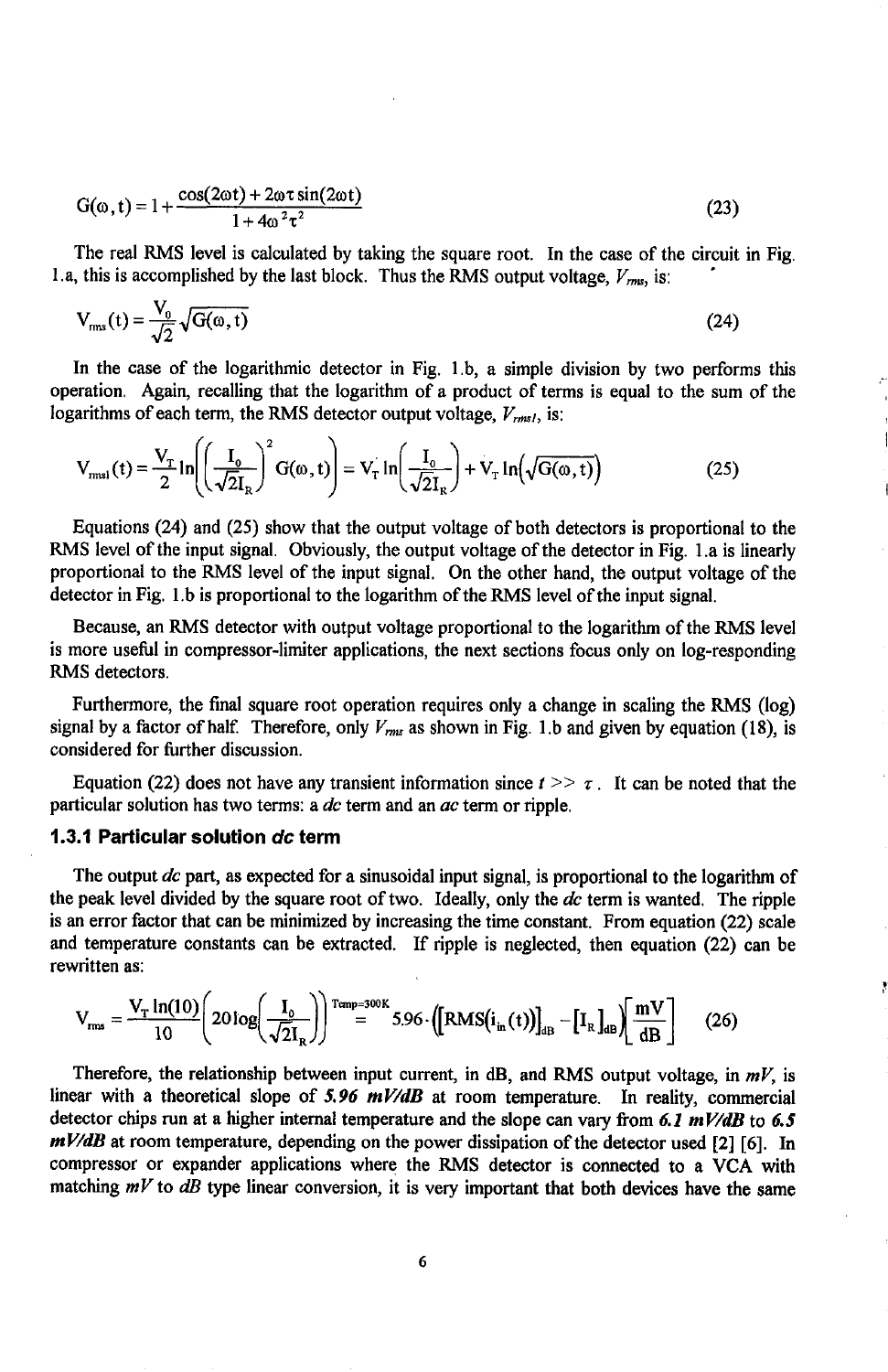$$G(\omega,t) = 1 + \frac{\cos(2\omega t) + 2\omega\tau \sin(2\omega t)}{1 + 4\omega^2\tau^2} \tag{23}$$

The real RMS level is calculated by taking the square root. In the case of the circuit in Fig. 1.a, this is accomplished by the last block. Thus the RMS output voltage, $V_{rms}$, is:

$$V_{rms}(t) = \frac{V_0}{\sqrt{2}}\sqrt{G(\omega,t)} \tag{24}$$

In the case of the logarithmic detector in Fig. 1.b, a simple division by two performs this operation. Again, recalling that the logarithm of a product of terms is equal to the sum of the logarithms of each term, the RMS detector output voltage, $V_{rmsl}$, is:

$$V_{rmsl}(t) = \frac{V_T}{2}\ln\left(\left(\frac{I_0}{\sqrt{2}I_R}\right)^2 G(\omega,t)\right) = V_T \ln\left(\frac{I_0}{\sqrt{2}I_R}\right) + V_T \ln\left(\sqrt{G(\omega,t)}\right) \tag{25}$$

Equations (24) and (25) show that the output voltage of both detectors is proportional to the RMS level of the input signal. Obviously, the output voltage of the detector in Fig. 1.a is linearly proportional to the RMS level of the input signal. On the other hand, the output voltage of the detector in Fig. 1.b is proportional to the logarithm of the RMS level of the input signal.

Because, an RMS detector with output voltage proportional to the logarithm of the RMS level is more useful in compressor-limiter applications, the next sections focus only on log-responding RMS detectors.

Furthermore, the final square root operation requires only a change in scaling the RMS (log) signal by a factor of half. Therefore, only $V_{rms}$ as shown in Fig. 1.b and given by equation (18), is considered for further discussion.

Equation (22) does not have any transient information since $t >> \tau$. It can be noted that the particular solution has two terms: a *dc* term and an *ac* term or ripple.

### 1.3.1 Particular solution *dc* term

The output *dc* part, as expected for a sinusoidal input signal, is proportional to the logarithm of the peak level divided by the square root of two. Ideally, only the *dc* term is wanted. The ripple is an error factor that can be minimized by increasing the time constant. From equation (22) scale and temperature constants can be extracted. If ripple is neglected, then equation (22) can be rewritten as:

$$V_{rms} = \frac{V_T \ln(10)}{10}\left(20\log\left(\frac{I_0}{\sqrt{2}I_R}\right)\right) \overset{Temp=300K}{=} 5.96\cdot\left(\left[RMS(i_{in}(t))\right]_{dB} - \left[I_R\right]_{dB}\right)\left[\frac{mV}{dB}\right] \tag{26}$$

Therefore, the relationship between input current, in dB, and RMS output voltage, in *mV*, is linear with a theoretical slope of ***5.96 mV/dB*** at room temperature. In reality, commercial detector chips run at a higher internal temperature and the slope can vary from ***6.1 mV/dB*** to ***6.5 mV/dB*** at room temperature, depending on the power dissipation of the detector used [2] [6]. In compressor or expander applications where the RMS detector is connected to a VCA with matching *mV* to *dB* type linear conversion, it is very important that both devices have the same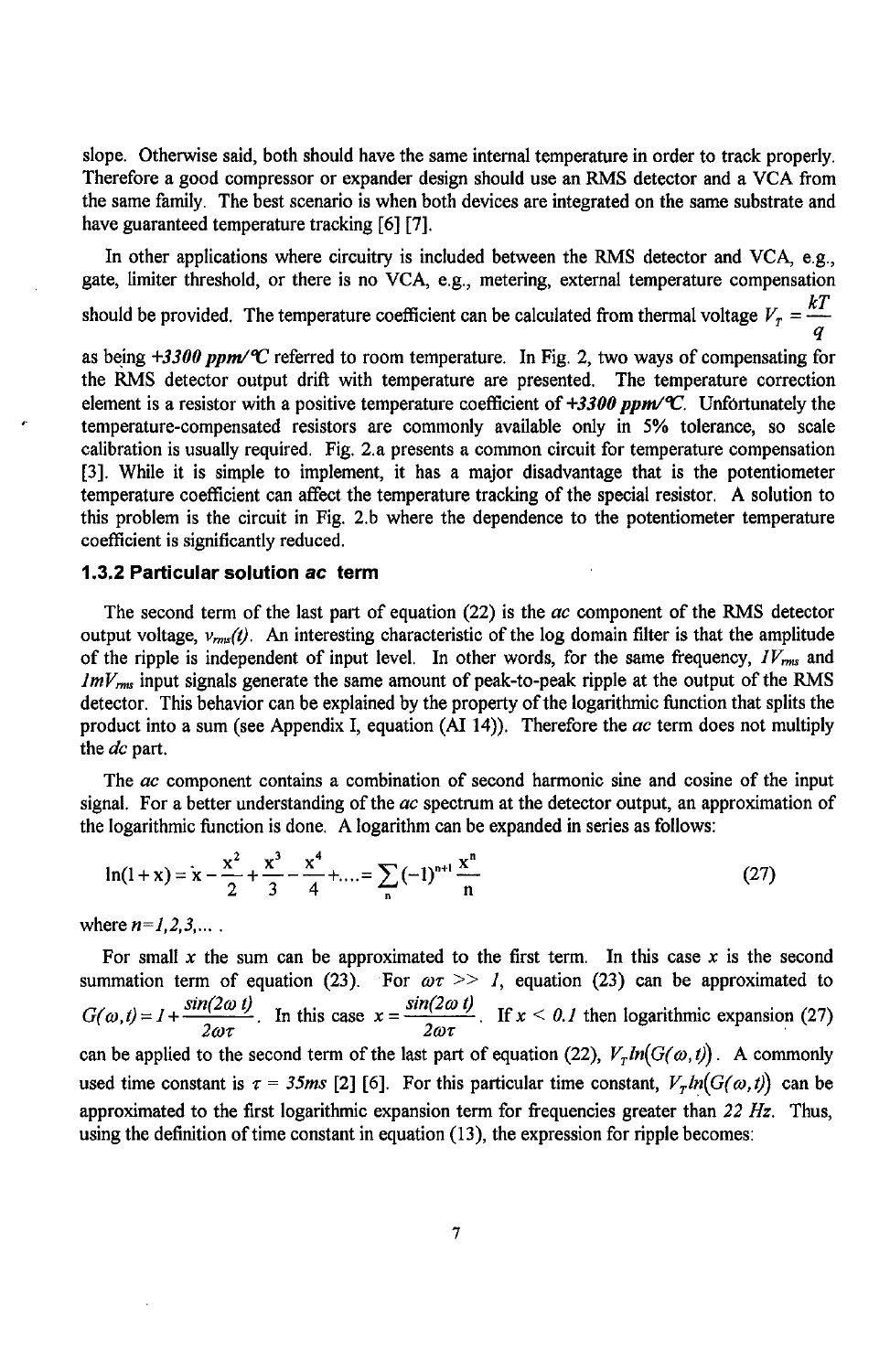slope. Otherwise said, both should have the same internal temperature in order to track properly. Therefore a good compressor or expander design should use an RMS detector and a VCA from the same family. The best scenario is when both devices are integrated on the same substrate and have guaranteed temperature tracking [6] [7].

In other applications where circuitry is included between the RMS detector and VCA, e.g., gate, limiter threshold, or there is no VCA, e.g., metering, external temperature compensation should be provided. The temperature coefficient can be calculated from thermal voltage $V_T = \frac{kT}{q}$ as being ***+3300 ppm/°C*** referred to room temperature. In Fig. 2, two ways of compensating for the RMS detector output drift with temperature are presented. The temperature correction element is a resistor with a positive temperature coefficient of ***+3300 ppm/°C***. Unfortunately the temperature-compensated resistors are commonly available only in 5% tolerance, so scale calibration is usually required. Fig. 2.a presents a common circuit for temperature compensation [3]. While it is simple to implement, it has a major disadvantage that is the potentiometer temperature coefficient can affect the temperature tracking of the special resistor. A solution to this problem is the circuit in Fig. 2.b where the dependence to the potentiometer temperature coefficient is significantly reduced.

### 1.3.2 Particular solution *ac* term

The second term of the last part of equation (22) is the *ac* component of the RMS detector output voltage, $v_{rms}(t)$. An interesting characteristic of the log domain filter is that the amplitude of the ripple is independent of input level. In other words, for the same frequency, $1V_{rms}$ and $1mV_{rms}$ input signals generate the same amount of peak-to-peak ripple at the output of the RMS detector. This behavior can be explained by the property of the logarithmic function that splits the product into a sum (see Appendix I, equation (AI 14)). Therefore the *ac* term does not multiply the *dc* part.

The *ac* component contains a combination of second harmonic sine and cosine of the input signal. For a better understanding of the *ac* spectrum at the detector output, an approximation of the logarithmic function is done. A logarithm can be expanded in series as follows:

$$\ln(1+x) = x - \frac{x^2}{2} + \frac{x^3}{3} - \frac{x^4}{4} + \ldots = \sum_n (-1)^{n+1} \frac{x^n}{n} \tag{27}$$

where $n=1,2,3,\ldots$ .

For small $x$ the sum can be approximated to the first term. In this case $x$ is the second summation term of equation (23). For $\omega\tau >> 1$, equation (23) can be approximated to $G(\omega,t) = 1 + \frac{\sin(2\omega t)}{2\omega\tau}$. In this case $x = \frac{\sin(2\omega t)}{2\omega\tau}$. If $x < 0.1$ then logarithmic expansion (27) can be applied to the second term of the last part of equation (22), $V_T \ln(G(\omega,t))$. A commonly used time constant is $\tau = 35ms$ [2] [6]. For this particular time constant, $V_T \ln(G(\omega,t))$ can be approximated to the first logarithmic expansion term for frequencies greater than *22 Hz*. Thus, using the definition of time constant in equation (13), the expression for ripple becomes: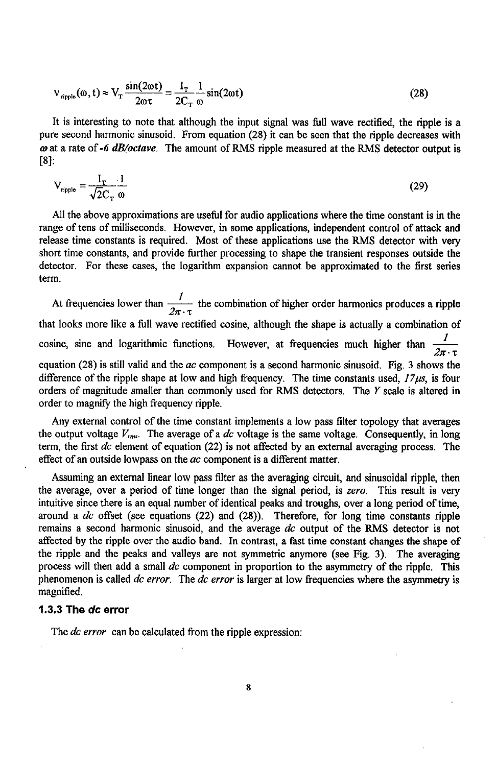$$V_{ripple}(\omega, t) \approx V_T \frac{\sin(2\omega t)}{2\omega\tau} = \frac{I_T}{2C_T} \frac{1}{\omega} \sin(2\omega t) \qquad (28)$$

It is interesting to note that although the input signal was full wave rectified, the ripple is a pure second harmonic sinusoid. From equation (28) it can be seen that the ripple decreases with $\omega$ at a rate of *-6 dB/octave*. The amount of RMS ripple measured at the RMS detector output is [8]:

$$V_{ripple} = \frac{I_T}{\sqrt{2}C_T} \frac{1}{\omega} \qquad (29)$$

All the above approximations are useful for audio applications where the time constant is in the range of tens of milliseconds. However, in some applications, independent control of attack and release time constants is required. Most of these applications use the RMS detector with very short time constants, and provide further processing to shape the transient responses outside the detector. For these cases, the logarithm expansion cannot be approximated to the first series term.

At frequencies lower than $\frac{1}{2\pi \cdot \tau}$ the combination of higher order harmonics produces a ripple that looks more like a full wave rectified cosine, although the shape is actually a combination of cosine, sine and logarithmic functions. However, at frequencies much higher than $\frac{1}{2\pi \cdot \tau}$ equation (28) is still valid and the *ac* component is a second harmonic sinusoid. Fig. 3 shows the difference of the ripple shape at low and high frequency. The time constants used, $17\mu s$, is four orders of magnitude smaller than commonly used for RMS detectors. The *Y* scale is altered in order to magnify the high frequency ripple.

Any external control of the time constant implements a low pass filter topology that averages the output voltage $V_{rms}$. The average of a *dc* voltage is the same voltage. Consequently, in long term, the first *dc* element of equation (22) is not affected by an external averaging process. The effect of an outside lowpass on the *ac* component is a different matter.

Assuming an external linear low pass filter as the averaging circuit, and sinusoidal ripple, then the average, over a period of time longer than the signal period, is *zero*. This result is very intuitive since there is an equal number of identical peaks and troughs, over a long period of time, around a *dc* offset (see equations (22) and (28)). Therefore, for long time constants ripple remains a second harmonic sinusoid, and the average *dc* output of the RMS detector is not affected by the ripple over the audio band. In contrast, a fast time constant changes the shape of the ripple and the peaks and valleys are not symmetric anymore (see Fig. 3). The averaging process will then add a small *dc* component in proportion to the asymmetry of the ripple. This phenomenon is called *dc error*. The *dc error* is larger at low frequencies where the asymmetry is magnified.

### 1.3.3 The *dc* error

The *dc error* can be calculated from the ripple expression: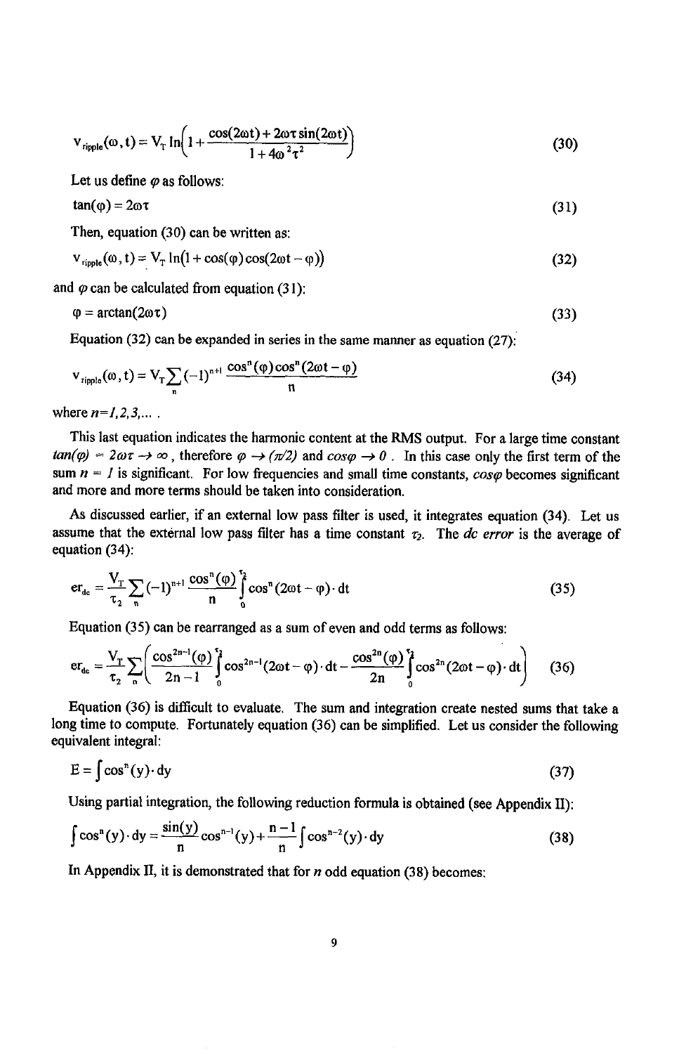$$v_{ripple}(\omega, t) = V_T \ln\left(1 + \frac{\cos(2\omega t) + 2\omega\tau \sin(2\omega t)}{1 + 4\omega^2\tau^2}\right) \tag{30}$$

Let us define $\varphi$ as follows:

$$\tan(\varphi) = 2\omega\tau \tag{31}$$

Then, equation (30) can be written as:

$$v_{ripple}(\omega, t) = V_T \ln(1 + \cos(\varphi)\cos(2\omega t - \varphi)) \tag{32}$$

and $\varphi$ can be calculated from equation (31):

$$\varphi = \arctan(2\omega\tau) \tag{33}$$

Equation (32) can be expanded in series in the same manner as equation (27):

$$v_{ripple}(\omega, t) = V_T \sum_n (-1)^{n+1} \frac{\cos^n(\varphi)\cos^n(2\omega t - \varphi)}{n} \tag{34}$$

where $n = 1, 2, 3, \ldots$ .

This last equation indicates the harmonic content at the RMS output. For a large time constant $\tan(\varphi) = 2\omega\tau \rightarrow \infty$, therefore $\varphi \rightarrow (\pi/2)$ and $\cos\varphi \rightarrow 0$ . In this case only the first term of the sum $n = 1$ is significant. For low frequencies and small time constants, $\cos\varphi$ becomes significant and more and more terms should be taken into consideration.

As discussed earlier, if an external low pass filter is used, it integrates equation (34). Let us assume that the external low pass filter has a time constant $\tau_2$. The *dc error* is the average of equation (34):

$$er_{dc} = \frac{V_T}{\tau_2} \sum_n (-1)^{n+1} \frac{\cos^n(\varphi)}{n} \int_0^{\tau_2} \cos^n(2\omega t - \varphi) \cdot dt \tag{35}$$

Equation (35) can be rearranged as a sum of even and odd terms as follows:

$$er_{dc} = \frac{V_T}{\tau_2} \sum_n \left( \frac{\cos^{2n-1}(\varphi)}{2n-1} \int_0^{\tau_2} \cos^{2n-1}(2\omega t - \varphi) \cdot dt - \frac{\cos^{2n}(\varphi)}{2n} \int_0^{\tau_2} \cos^{2n}(2\omega t - \varphi) \cdot dt \right) \tag{36}$$

Equation (36) is difficult to evaluate. The sum and integration create nested sums that take a long time to compute. Fortunately equation (36) can be simplified. Let us consider the following equivalent integral:

$$E = \int \cos^n(y) \cdot dy \tag{37}$$

Using partial integration, the following reduction formula is obtained (see Appendix II):

$$\int \cos^n(y) \cdot dy = \frac{\sin(y)}{n} \cos^{n-1}(y) + \frac{n-1}{n} \int \cos^{n-2}(y) \cdot dy \tag{38}$$

In Appendix II, it is demonstrated that for $n$ odd equation (38) becomes: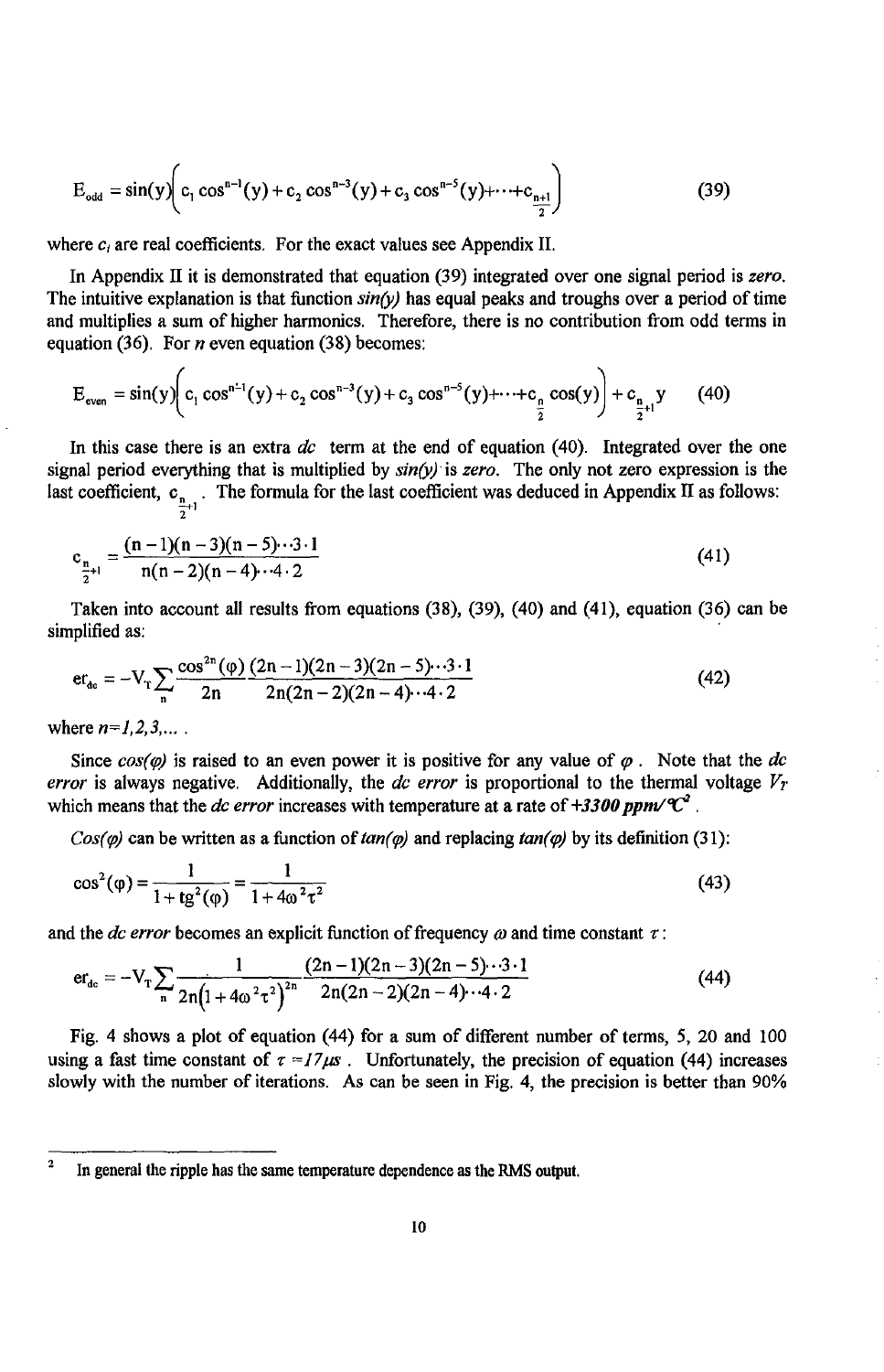$$E_{odd} = \sin(y)\left(c_1\cos^{n-1}(y) + c_2\cos^{n-3}(y) + c_3\cos^{n-5}(y) + \cdots + c_{\frac{n+1}{2}}\right) \tag{39}$$

where $c_i$ are real coefficients. For the exact values see Appendix II.

In Appendix II it is demonstrated that equation (39) integrated over one signal period is *zero*. The intuitive explanation is that function *sin(y)* has equal peaks and troughs over a period of time and multiplies a sum of higher harmonics. Therefore, there is no contribution from odd terms in equation (36). For *n* even equation (38) becomes:

$$E_{even} = \sin(y)\left(c_1\cos^{n-1}(y) + c_2\cos^{n-3}(y) + c_3\cos^{n-5}(y) + \cdots + c_{\frac{n}{2}}\cos(y)\right) + c_{\frac{n}{2}+1}y \tag{40}$$

In this case there is an extra *dc* term at the end of equation (40). Integrated over the one signal period everything that is multiplied by *sin(y)* is *zero*. The only not zero expression is the last coefficient, $c_{\frac{n}{2}+1}$. The formula for the last coefficient was deduced in Appendix II as follows:

$$c_{\frac{n}{2}+1} = \frac{(n-1)(n-3)(n-5)\cdots 3\cdot 1}{n(n-2)(n-4)\cdots 4\cdot 2} \tag{41}$$

Taken into account all results from equations (38), (39), (40) and (41), equation (36) can be simplified as:

$$er_{dc} = -V_T\sum_n \frac{\cos^{2n}(\varphi)}{2n}\frac{(2n-1)(2n-3)(2n-5)\cdots 3\cdot 1}{2n(2n-2)(2n-4)\cdots 4\cdot 2} \tag{42}$$

where $n=1,2,3,\ldots$ .

Since $\cos(\varphi)$ is raised to an even power it is positive for any value of $\varphi$. Note that the *dc error* is always negative. Additionally, the *dc error* is proportional to the thermal voltage $V_T$ which means that the *dc error* increases with temperature at a rate of ***+3300 ppm/°C***[2].

$Cos(\varphi)$ can be written as a function of $tan(\varphi)$ and replacing $tan(\varphi)$ by its definition (31):

$$\cos^2(\varphi) = \frac{1}{1+tg^2(\varphi)} = \frac{1}{1+4\omega^2\tau^2} \tag{43}$$

and the *dc error* becomes an explicit function of frequency $\omega$ and time constant $\tau$:

$$er_{dc} = -V_T\sum_n \frac{1}{2n\left(1+4\omega^2\tau^2\right)^{2n}}\frac{(2n-1)(2n-3)(2n-5)\cdots 3\cdot 1}{2n(2n-2)(2n-4)\cdots 4\cdot 2} \tag{44}$$

Fig. 4 shows a plot of equation (44) for a sum of different number of terms, 5, 20 and 100 using a fast time constant of $\tau = 17\mu s$. Unfortunately, the precision of equation (44) increases slowly with the number of iterations. As can be seen in Fig. 4, the precision is better than 90%

---

[2] In general the ripple has the same temperature dependence as the RMS output.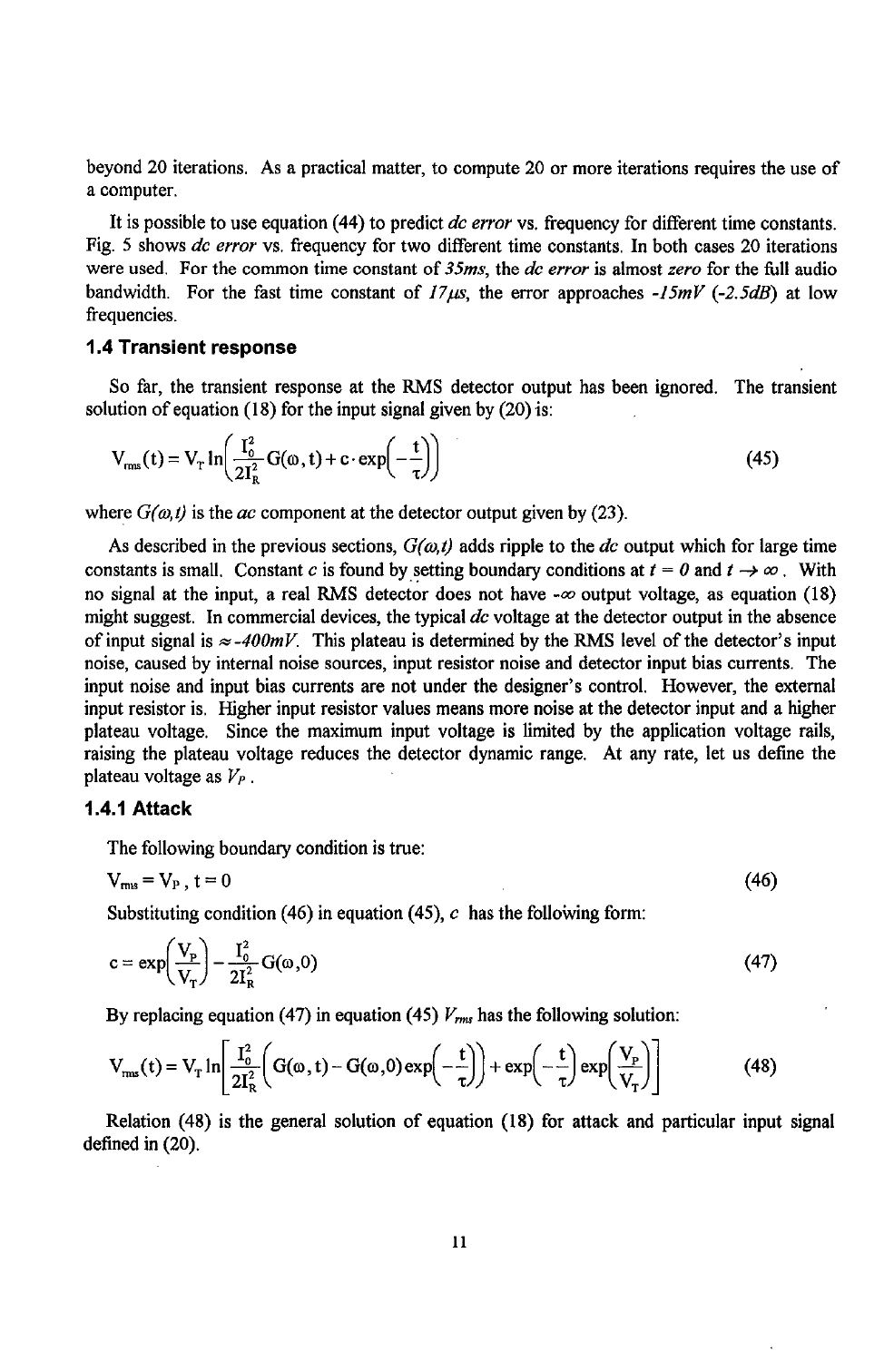beyond 20 iterations. As a practical matter, to compute 20 or more iterations requires the use of a computer.

It is possible to use equation (44) to predict *dc error* vs. frequency for different time constants. Fig. 5 shows *dc error* vs. frequency for two different time constants. In both cases 20 iterations were used. For the common time constant of *35ms*, the *dc error* is almost *zero* for the full audio bandwidth. For the fast time constant of *17μs*, the error approaches *-15mV* (*-2.5dB*) at low frequencies.

### 1.4 Transient response

So far, the transient response at the RMS detector output has been ignored. The transient solution of equation (18) for the input signal given by (20) is:

$$V_{rms}(t) = V_T \ln\left(\frac{I_0^2}{2I_R^2} G(\omega,t) + c \cdot \exp\left(-\frac{t}{\tau}\right)\right) \tag{45}$$

where $G(\omega,t)$ is the *ac* component at the detector output given by (23).

As described in the previous sections, $G(\omega,t)$ adds ripple to the *dc* output which for large time constants is small. Constant $c$ is found by setting boundary conditions at $t = 0$ and $t \to \infty$. With no signal at the input, a real RMS detector does not have $-\infty$ output voltage, as equation (18) might suggest. In commercial devices, the typical *dc* voltage at the detector output in the absence of input signal is $\approx$*-400mV*. This plateau is determined by the RMS level of the detector's input noise, caused by internal noise sources, input resistor noise and detector input bias currents. The input noise and input bias currents are not under the designer's control. However, the external input resistor is. Higher input resistor values means more noise at the detector input and a higher plateau voltage. Since the maximum input voltage is limited by the application voltage rails, raising the plateau voltage reduces the detector dynamic range. At any rate, let us define the plateau voltage as $V_P$.

#### 1.4.1 Attack

The following boundary condition is true:

$$V_{rms} = V_P,\ t = 0 \tag{46}$$

Substituting condition (46) in equation (45), $c$ has the following form:

$$c = \exp\left(\frac{V_P}{V_T}\right) - \frac{I_0^2}{2I_R^2} G(\omega,0) \tag{47}$$

By replacing equation (47) in equation (45) $V_{rms}$ has the following solution:

$$V_{rms}(t) = V_T \ln\left[\frac{I_0^2}{2I_R^2}\left(G(\omega,t) - G(\omega,0)\exp\left(-\frac{t}{\tau}\right)\right) + \exp\left(-\frac{t}{\tau}\right)\exp\left(\frac{V_P}{V_T}\right)\right] \tag{48}$$

Relation (48) is the general solution of equation (18) for attack and particular input signal defined in (20).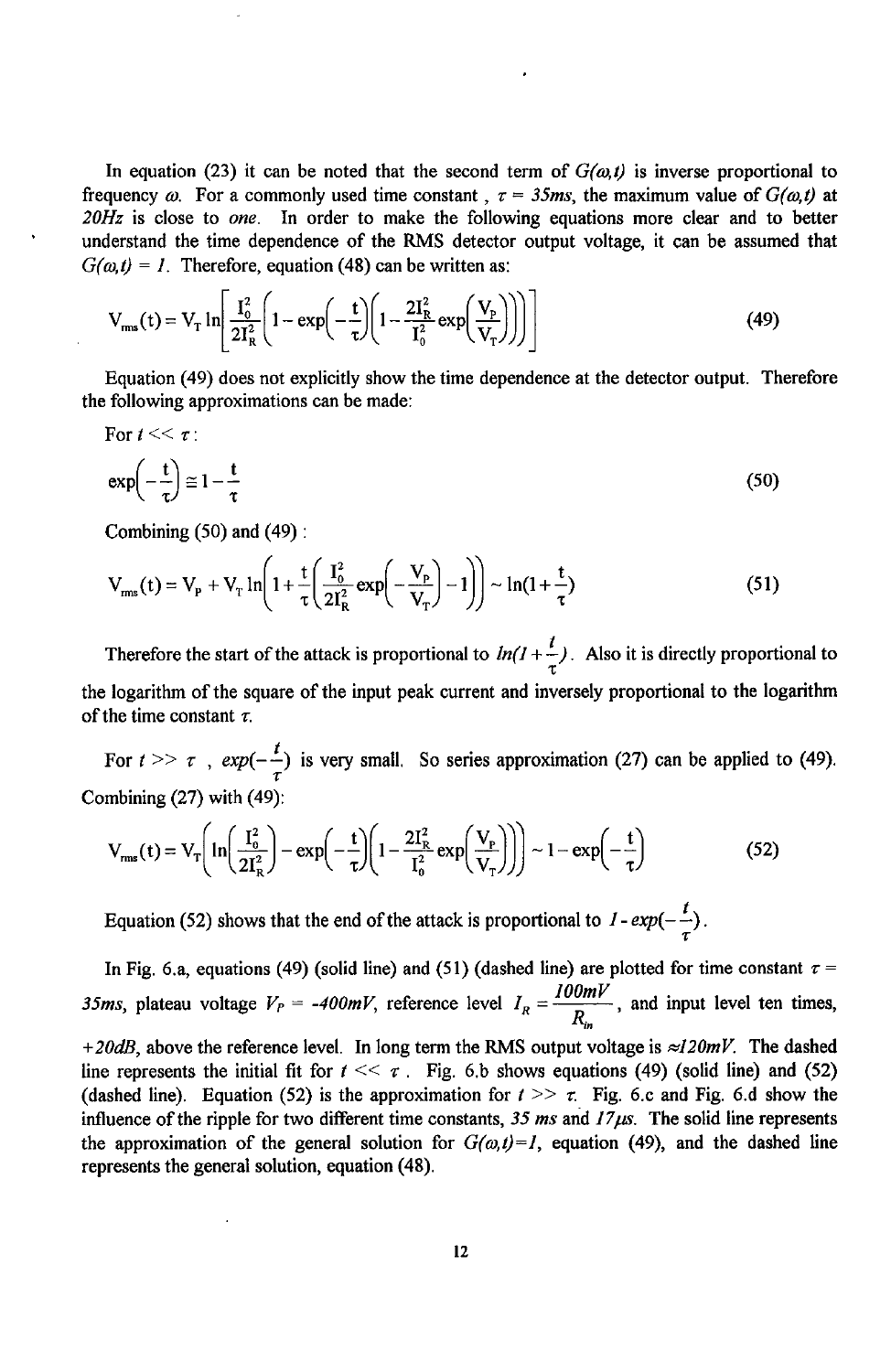In equation (23) it can be noted that the second term of $G(\omega,t)$ is inverse proportional to frequency $\omega$. For a commonly used time constant, $\tau = 35ms$, the maximum value of $G(\omega,t)$ at $20Hz$ is close to *one*. In order to make the following equations more clear and to better understand the time dependence of the RMS detector output voltage, it can be assumed that $G(\omega,t) = 1$. Therefore, equation (48) can be written as:

$$V_{rms}(t) = V_T \ln\left[\frac{I_0^2}{2I_R^2}\left(1 - \exp\left(-\frac{t}{\tau}\right)\left(1 - \frac{2I_R^2}{I_0^2}\exp\left(\frac{V_P}{V_T}\right)\right)\right)\right] \tag{49}$$

Equation (49) does not explicitly show the time dependence at the detector output. Therefore the following approximations can be made:

For $t << \tau$:

$$\exp\left(-\frac{t}{\tau}\right) \cong 1 - \frac{t}{\tau} \tag{50}$$

Combining (50) and (49) :

$$V_{rms}(t) = V_P + V_T \ln\left(1 + \frac{t}{\tau}\left(\frac{I_0^2}{2I_R^2}\exp\left(-\frac{V_P}{V_T}\right) - 1\right)\right) \sim \ln\left(1 + \frac{t}{\tau}\right) \tag{51}$$

Therefore the start of the attack is proportional to $\ln\left(1 + \frac{t}{\tau}\right)$. Also it is directly proportional to the logarithm of the square of the input peak current and inversely proportional to the logarithm of the time constant $\tau$.

For $t >> \tau$, $\exp\left(-\frac{t}{\tau}\right)$ is very small. So series approximation (27) can be applied to (49). Combining (27) with (49):

$$V_{rms}(t) = V_T\left(\ln\left(\frac{I_0^2}{2I_R^2}\right) - \exp\left(-\frac{t}{\tau}\right)\left(1 - \frac{2I_R^2}{I_0^2}\exp\left(\frac{V_P}{V_T}\right)\right)\right) \sim 1 - \exp\left(-\frac{t}{\tau}\right) \tag{52}$$

Equation (52) shows that the end of the attack is proportional to $1 - \exp\left(-\frac{t}{\tau}\right)$.

In Fig. 6.a, equations (49) (solid line) and (51) (dashed line) are plotted for time constant $\tau = 35ms$, plateau voltage $V_P = -400mV$, reference level $I_R = \frac{100mV}{R_{in}}$, and input level ten times, $+20dB$, above the reference level. In long term the RMS output voltage is $\approx 120mV$. The dashed line represents the initial fit for $t << \tau$. Fig. 6.b shows equations (49) (solid line) and (52) (dashed line). Equation (52) is the approximation for $t >> \tau$. Fig. 6.c and Fig. 6.d show the influence of the ripple for two different time constants, $35\ ms$ and $17\mu s$. The solid line represents the approximation of the general solution for $G(\omega,t)=1$, equation (49), and the dashed line represents the general solution, equation (48).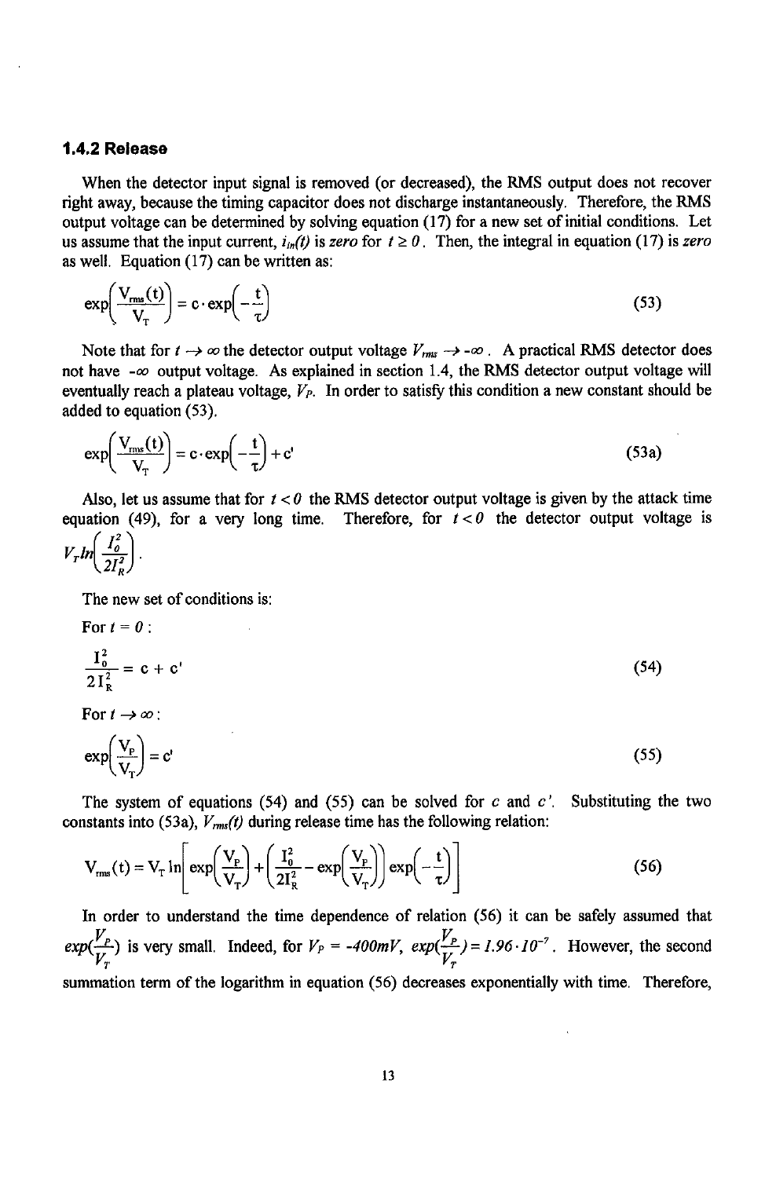### 1.4.2 Release

When the detector input signal is removed (or decreased), the RMS output does not recover right away, because the timing capacitor does not discharge instantaneously. Therefore, the RMS output voltage can be determined by solving equation (17) for a new set of initial conditions. Let us assume that the input current, $i_{in}(t)$ is *zero* for $t \geq 0$. Then, the integral in equation (17) is *zero* as well. Equation (17) can be written as:

$$\exp\left(\frac{V_{rms}(t)}{V_T}\right) = c \cdot \exp\left(-\frac{t}{\tau}\right) \tag{53}$$

Note that for $t \to \infty$ the detector output voltage $V_{rms} \to -\infty$. A practical RMS detector does not have $-\infty$ output voltage. As explained in section 1.4, the RMS detector output voltage will eventually reach a plateau voltage, $V_P$. In order to satisfy this condition a new constant should be added to equation (53).

$$\exp\left(\frac{V_{rms}(t)}{V_T}\right) = c \cdot \exp\left(-\frac{t}{\tau}\right) + c' \tag{53a}$$

Also, let us assume that for $t < 0$ the RMS detector output voltage is given by the attack time equation (49), for a very long time. Therefore, for $t < 0$ the detector output voltage is $V_T ln\left(\frac{I_0^2}{2I_R^2}\right)$.

The new set of conditions is:

For $t = 0$ :

$$\frac{I_0^2}{2\,I_R^2} = c + c' \tag{54}$$

For $t \to \infty$ :

$$\exp\left(\frac{V_P}{V_T}\right) = c' \tag{55}$$

The system of equations (54) and (55) can be solved for $c$ and $c'$. Substituting the two constants into (53a), $V_{rms}(t)$ during release time has the following relation:

$$V_{rms}(t) = V_T \ln\left[\exp\left(\frac{V_P}{V_T}\right) + \left(\frac{I_0^2}{2I_R^2} - \exp\left(\frac{V_P}{V_T}\right)\right)\exp\left(-\frac{t}{\tau}\right)\right] \tag{56}$$

In order to understand the time dependence of relation (56) it can be safely assumed that $exp(\frac{V_P}{V_T})$ is very small. Indeed, for $V_P = -400mV$, $exp(\frac{V_P}{V_T}) = 1.96 \cdot 10^{-7}$. However, the second summation term of the logarithm in equation (56) decreases exponentially with time. Therefore,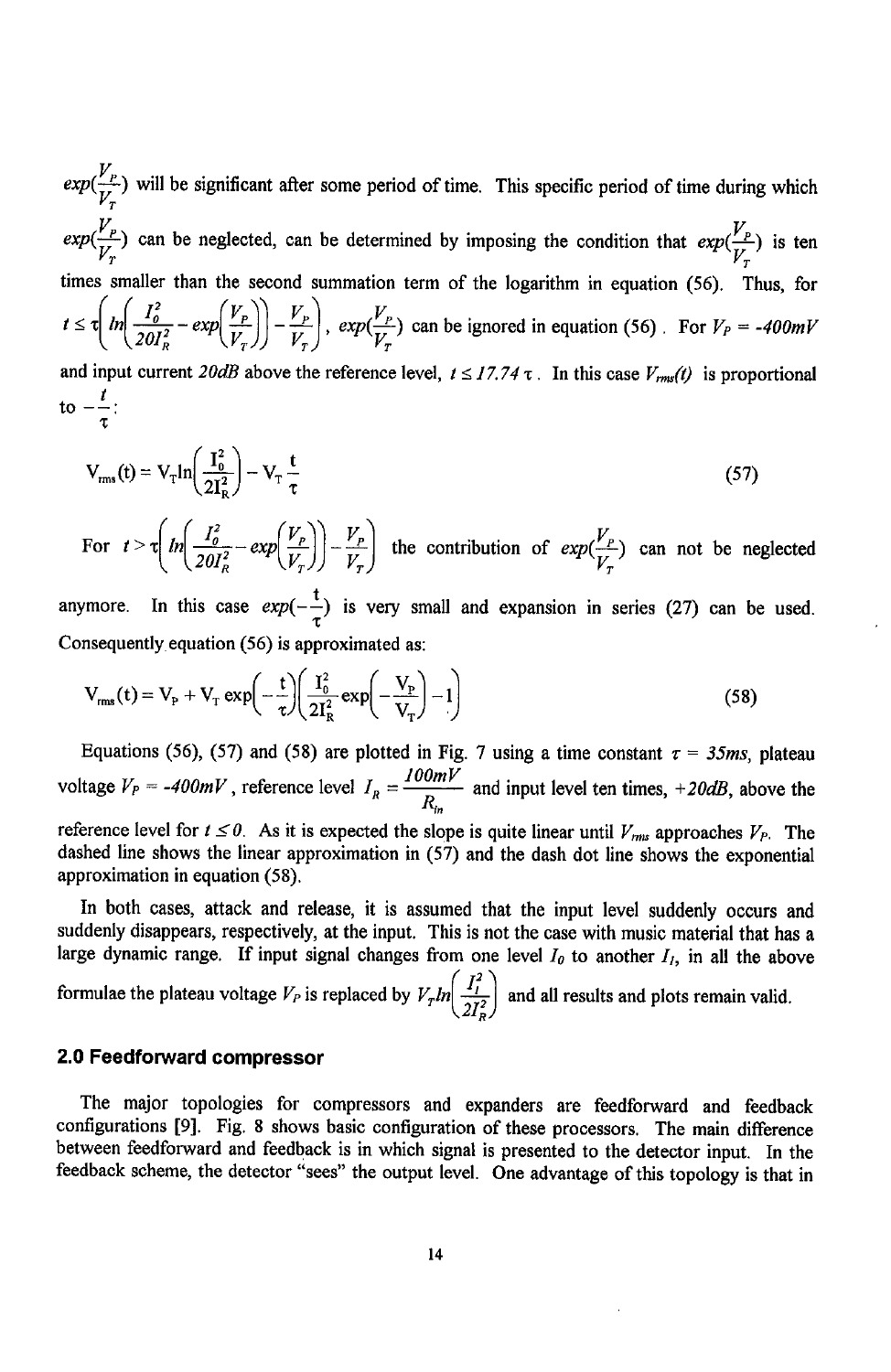$exp(\frac{V_P}{V_T})$ will be significant after some period of time. This specific period of time during which $exp(\frac{V_P}{V_T})$ can be neglected, can be determined by imposing the condition that $exp(\frac{V_P}{V_T})$ is ten times smaller than the second summation term of the logarithm in equation (56). Thus, for $t \leq \tau\left(ln\left(\frac{I_0^2}{20I_R^2} - exp\left(\frac{V_P}{V_T}\right)\right) - \frac{V_P}{V_T}\right)$, $exp(\frac{V_P}{V_T})$ can be ignored in equation (56). For $V_P = -400mV$ and input current $20dB$ above the reference level, $t \leq 17.74\,\tau$. In this case $V_{rms}(t)$ is proportional to $-\frac{t}{\tau}$:

$$V_{rms}(t) = V_T \ln\left(\frac{I_0^2}{2I_R^2}\right) - V_T\frac{t}{\tau} \tag{57}$$

For $t > \tau\left(ln\left(\frac{I_0^2}{20I_R^2} - exp\left(\frac{V_P}{V_T}\right)\right) - \frac{V_P}{V_T}\right)$ the contribution of $exp(\frac{V_P}{V_T})$ can not be neglected anymore. In this case $exp(-\frac{t}{\tau})$ is very small and expansion in series (27) can be used. Consequently equation (56) is approximated as:

$$V_{rms}(t) = V_P + V_T \exp\left(-\frac{t}{\tau}\right)\left(\frac{I_0^2}{2I_R^2}\exp\left(-\frac{V_P}{V_T}\right) - 1\right) \tag{58}$$

Equations (56), (57) and (58) are plotted in Fig. 7 using a time constant $\tau = 35ms$, plateau voltage $V_P = -400mV$, reference level $I_R = \frac{100mV}{R_{in}}$ and input level ten times, $+20dB$, above the reference level for $t \leq 0$. As it is expected the slope is quite linear until $V_{rms}$ approaches $V_P$. The dashed line shows the linear approximation in (57) and the dash dot line shows the exponential approximation in equation (58).

In both cases, attack and release, it is assumed that the input level suddenly occurs and suddenly disappears, respectively, at the input. This is not the case with music material that has a large dynamic range. If input signal changes from one level $I_0$ to another $I_1$, in all the above formulae the plateau voltage $V_P$ is replaced by $V_T ln\left(\frac{I_1^2}{2I_R^2}\right)$ and all results and plots remain valid.

## 2.0 Feedforward compressor

The major topologies for compressors and expanders are feedforward and feedback configurations [9]. Fig. 8 shows basic configuration of these processors. The main difference between feedforward and feedback is in which signal is presented to the detector input. In the feedback scheme, the detector "sees" the output level. One advantage of this topology is that in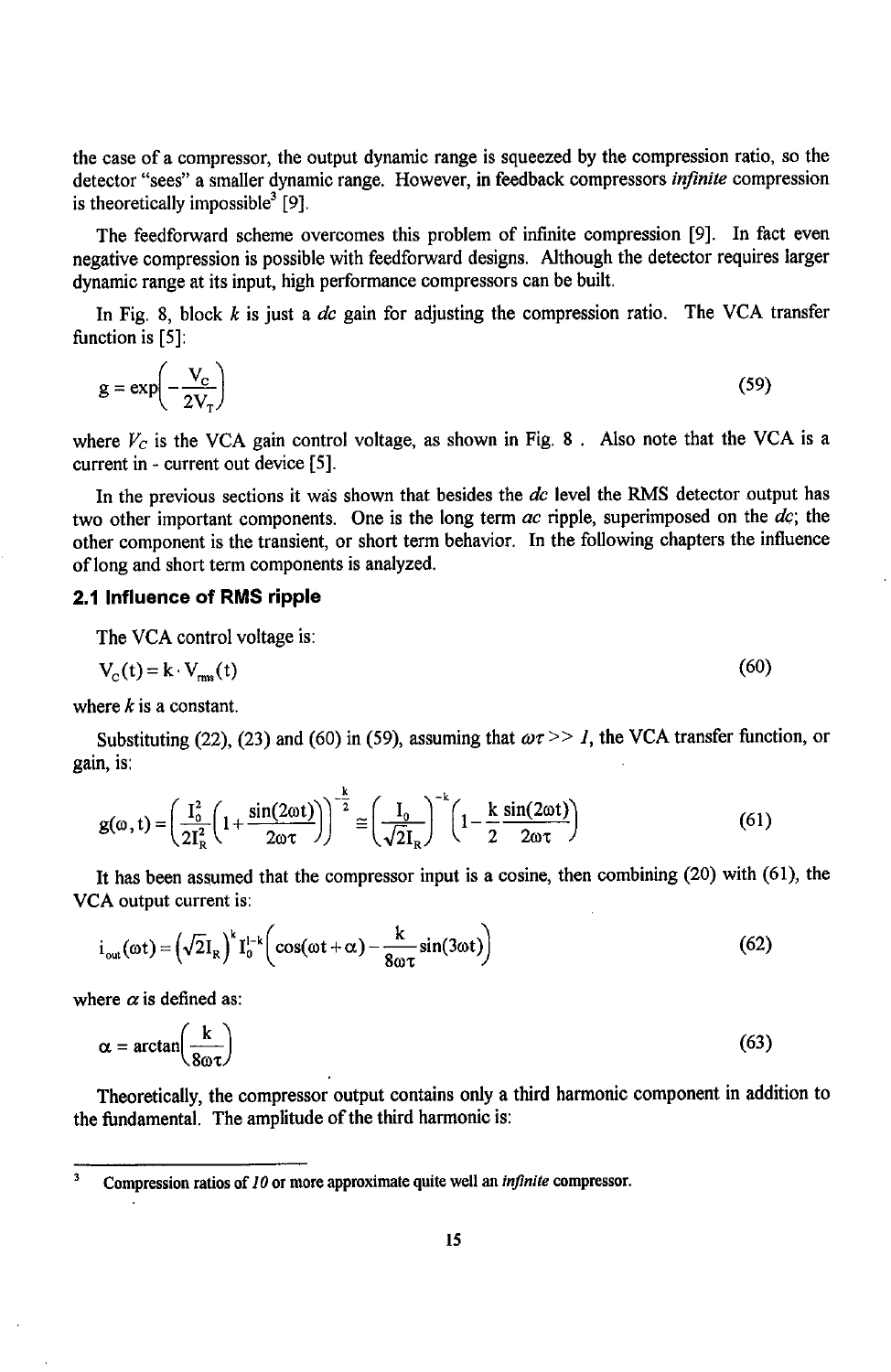the case of a compressor, the output dynamic range is squeezed by the compression ratio, so the detector "sees" a smaller dynamic range. However, in feedback compressors *infinite* compression is theoretically impossible[3] [9].

The feedforward scheme overcomes this problem of infinite compression [9]. In fact even negative compression is possible with feedforward designs. Although the detector requires larger dynamic range at its input, high performance compressors can be built.

In Fig. 8, block $k$ is just a *dc* gain for adjusting the compression ratio. The VCA transfer function is [5]:

$$g = \exp\left(-\frac{V_C}{2V_T}\right) \tag{59}$$

where $V_C$ is the VCA gain control voltage, as shown in Fig. 8 . Also note that the VCA is a current in - current out device [5].

In the previous sections it was shown that besides the *dc* level the RMS detector output has two other important components. One is the long term *ac* ripple, superimposed on the *dc*; the other component is the transient, or short term behavior. In the following chapters the influence of long and short term components is analyzed.

## 2.1 Influence of RMS ripple

The VCA control voltage is:

$$V_C(t) = k \cdot V_{rms}(t) \tag{60}$$

where $k$ is a constant.

Substituting (22), (23) and (60) in (59), assuming that $\omega\tau >> 1$, the VCA transfer function, or gain, is:

$$g(\omega, t) = \left(\frac{I_0^2}{2I_R^2}\left(1 + \frac{\sin(2\omega t)}{2\omega\tau}\right)\right)^{-\frac{k}{2}} \cong \left(\frac{I_0}{\sqrt{2}I_R}\right)^{-k}\left(1 - \frac{k}{2}\frac{\sin(2\omega t)}{2\omega\tau}\right) \tag{61}$$

It has been assumed that the compressor input is a cosine, then combining (20) with (61), the VCA output current is:

$$i_{out}(\omega t) = \left(\sqrt{2}I_R\right)^k I_0^{1-k}\left(\cos(\omega t + \alpha) - \frac{k}{8\omega\tau}\sin(3\omega t)\right) \tag{62}$$

where $\alpha$ is defined as:

$$\alpha = \arctan\left(\frac{k}{8\omega\tau}\right) \tag{63}$$

Theoretically, the compressor output contains only a third harmonic component in addition to the fundamental. The amplitude of the third harmonic is:

---

[3] Compression ratios of *10* or more approximate quite well an *infinite* compressor.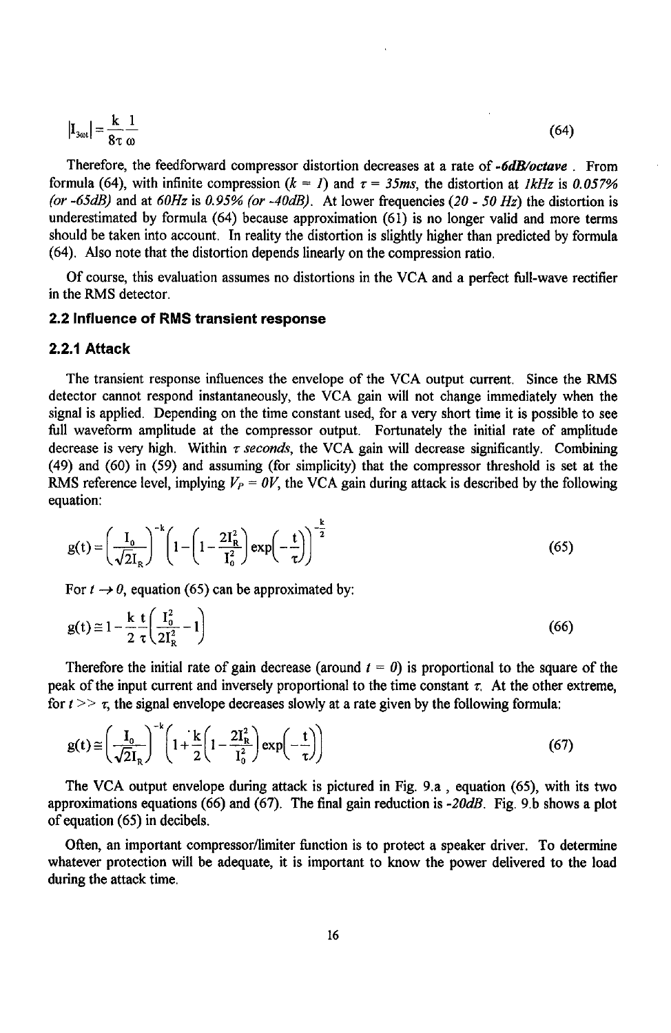$$|I_{3\omega t}| = \frac{k}{8\tau}\frac{1}{\omega} \tag{64}$$

Therefore, the feedforward compressor distortion decreases at a rate of ***-6dB/octave***. From formula (64), with infinite compression (*k = 1*) and $\tau$ *= 35ms*, the distortion at *1kHz* is *0.057% (or -65dB)* and at *60Hz* is *0.95% (or -40dB)*. At lower frequencies *(20 - 50 Hz)* the distortion is underestimated by formula (64) because approximation (61) is no longer valid and more terms should be taken into account. In reality the distortion is slightly higher than predicted by formula (64). Also note that the distortion depends linearly on the compression ratio.

Of course, this evaluation assumes no distortions in the VCA and a perfect full-wave rectifier in the RMS detector.

### 2.2 Influence of RMS transient response

#### 2.2.1 Attack

The transient response influences the envelope of the VCA output current. Since the RMS detector cannot respond instantaneously, the VCA gain will not change immediately when the signal is applied. Depending on the time constant used, for a very short time it is possible to see full waveform amplitude at the compressor output. Fortunately the initial rate of amplitude decrease is very high. Within $\tau$ *seconds*, the VCA gain will decrease significantly. Combining (49) and (60) in (59) and assuming (for simplicity) that the compressor threshold is set at the RMS reference level, implying $V_P = 0V$, the VCA gain during attack is described by the following equation:

$$g(t) = \left(\frac{I_0}{\sqrt{2}I_R}\right)^{-k}\left(1-\left(1-\frac{2I_R^2}{I_0^2}\right)\exp\left(-\frac{t}{\tau}\right)\right)^{-\frac{k}{2}} \tag{65}$$

For $t \to 0$, equation (65) can be approximated by:

$$g(t) \cong 1 - \frac{k}{2}\frac{t}{\tau}\left(\frac{I_0^2}{2I_R^2} - 1\right) \tag{66}$$

Therefore the initial rate of gain decrease (around $t = 0$) is proportional to the square of the peak of the input current and inversely proportional to the time constant $\tau$. At the other extreme, for $t >> \tau$, the signal envelope decreases slowly at a rate given by the following formula:

$$g(t) \cong \left(\frac{I_0}{\sqrt{2}I_R}\right)^{-k}\left(1+\frac{k}{2}\left(1-\frac{2I_R^2}{I_0^2}\right)\exp\left(-\frac{t}{\tau}\right)\right) \tag{67}$$

The VCA output envelope during attack is pictured in Fig. 9.a , equation (65), with its two approximations equations (66) and (67). The final gain reduction is *-20dB*. Fig. 9.b shows a plot of equation (65) in decibels.

Often, an important compressor/limiter function is to protect a speaker driver. To determine whatever protection will be adequate, it is important to know the power delivered to the load during the attack time.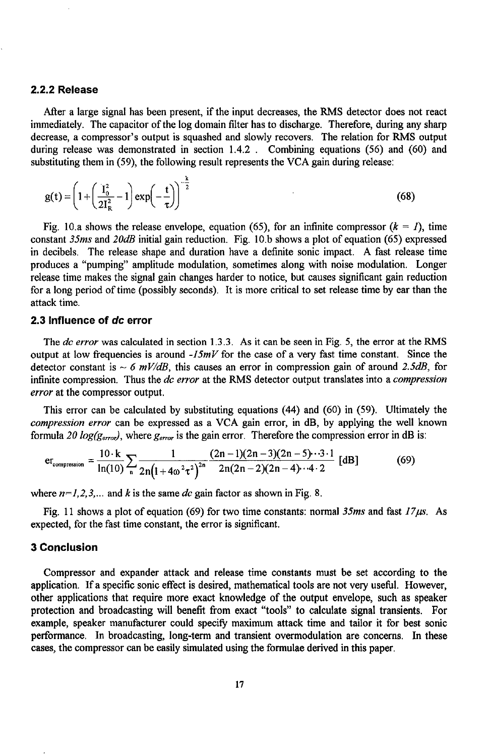### 2.2.2 Release

After a large signal has been present, if the input decreases, the RMS detector does not react immediately. The capacitor of the log domain filter has to discharge. Therefore, during any sharp decrease, a compressor's output is squashed and slowly recovers. The relation for RMS output during release was demonstrated in section 1.4.2 . Combining equations (56) and (60) and substituting them in (59), the following result represents the VCA gain during release:

$$g(t) = \left(1 + \left(\frac{I_0^2}{2I_R^2} - 1\right)\exp\left(-\frac{t}{\tau}\right)\right)^{-\frac{k}{2}} \qquad (68)$$

Fig. 10.a shows the release envelope, equation (65), for an infinite compressor ($k = 1$), time constant *35ms* and *20dB* initial gain reduction. Fig. 10.b shows a plot of equation (65) expressed in decibels. The release shape and duration have a definite sonic impact. A fast release time produces a "pumping" amplitude modulation, sometimes along with noise modulation. Longer release time makes the signal gain changes harder to notice, but causes significant gain reduction for a long period of time (possibly seconds). It is more critical to set release time by ear than the attack time.

## 2.3 Influence of *dc* error

The *dc error* was calculated in section 1.3.3. As it can be seen in Fig. 5, the error at the RMS output at low frequencies is around *-15mV* for the case of a very fast time constant. Since the detector constant is ~ *6 mV/dB*, this causes an error in compression gain of around *2.5dB*, for infinite compression. Thus the *dc error* at the RMS detector output translates into a *compression error* at the compressor output.

This error can be calculated by substituting equations (44) and (60) in (59). Ultimately the *compression error* can be expressed as a VCA gain error, in dB, by applying the well known formula $20\log(g_{error})$, where $g_{error}$ is the gain error. Therefore the compression error in dB is:

$$er_{compression} = \frac{10 \cdot k}{\ln(10)} \sum_n \frac{1}{2n\left(1 + 4\omega^2\tau^2\right)^{2n}} \frac{(2n-1)(2n-3)(2n-5)\cdots 3 \cdot 1}{2n(2n-2)(2n-4)\cdots 4 \cdot 2} \text{ [dB]} \qquad (69)$$

where $n=1,2,3,\ldots$ and $k$ is the same *dc* gain factor as shown in Fig. 8.

Fig. 11 shows a plot of equation (69) for two time constants: normal *35ms* and fast *17μs*. As expected, for the fast time constant, the error is significant.

## 3 Conclusion

Compressor and expander attack and release time constants must be set according to the application. If a specific sonic effect is desired, mathematical tools are not very useful. However, other applications that require more exact knowledge of the output envelope, such as speaker protection and broadcasting will benefit from exact "tools" to calculate signal transients. For example, speaker manufacturer could specify maximum attack time and tailor it for best sonic performance. In broadcasting, long-term and transient overmodulation are concerns. In these cases, the compressor can be easily simulated using the formulae derived in this paper.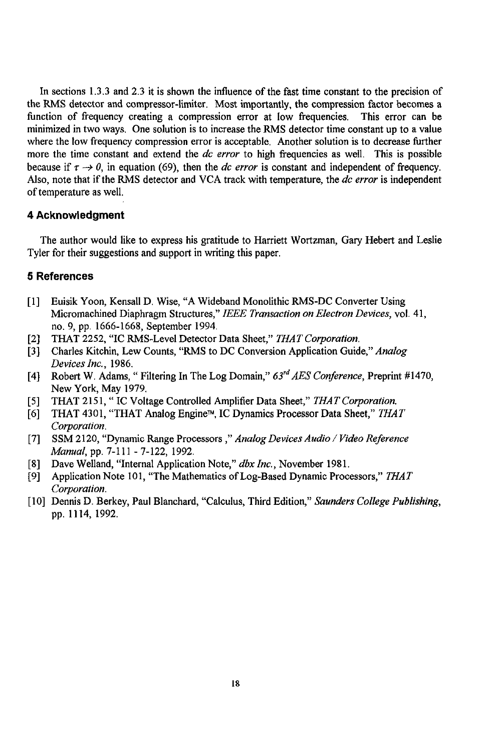In sections 1.3.3 and 2.3 it is shown the influence of the fast time constant to the precision of the RMS detector and compressor-limiter. Most importantly, the compression factor becomes a function of frequency creating a compression error at low frequencies. This error can be minimized in two ways. One solution is to increase the RMS detector time constant up to a value where the low frequency compression error is acceptable. Another solution is to decrease further more the time constant and extend the *dc error* to high frequencies as well. This is possible because if $\tau \rightarrow 0$, in equation (69), then the *dc error* is constant and independent of frequency. Also, note that if the RMS detector and VCA track with temperature, the *dc error* is independent of temperature as well.

## 4 Acknowledgment

The author would like to express his gratitude to Harriett Wortzman, Gary Hebert and Leslie Tyler for their suggestions and support in writing this paper.

## 5 References

[1] Euisik Yoon, Kensall D. Wise, "A Wideband Monolithic RMS-DC Converter Using Micromachined Diaphragm Structures," *IEEE Transaction on Electron Devices*, vol. 41, no. 9, pp. 1666-1668, September 1994.

[2] THAT 2252, "IC RMS-Level Detector Data Sheet," *THAT Corporation.*

[3] Charles Kitchin, Lew Counts, "RMS to DC Conversion Application Guide," *Analog Devices Inc.*, 1986.

[4] Robert W. Adams, " Filtering In The Log Domain," *63rd AES Conference*, Preprint #1470, New York, May 1979.

[5] THAT 2151, " IC Voltage Controlled Amplifier Data Sheet," *THAT Corporation.*

[6] THAT 4301, "THAT Analog Engine™, IC Dynamics Processor Data Sheet," *THAT Corporation.*

[7] SSM 2120, "Dynamic Range Processors ," *Analog Devices Audio / Video Reference Manual*, pp. 7-111 - 7-122, 1992.

[8] Dave Welland, "Internal Application Note," *dbx Inc.*, November 1981.

[9] Application Note 101, "The Mathematics of Log-Based Dynamic Processors," *THAT Corporation.*

[10] Dennis D. Berkey, Paul Blanchard, "Calculus, Third Edition," *Saunders College Publishing*, pp. 1114, 1992.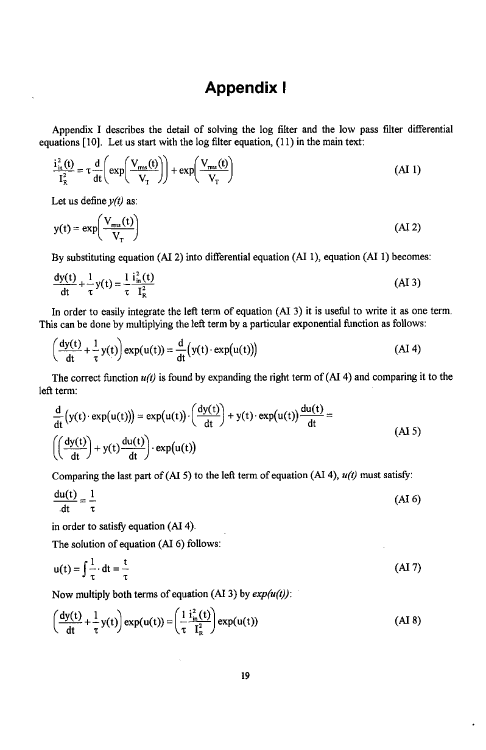# Appendix I

Appendix I describes the detail of solving the log filter and the low pass filter differential equations [10]. Let us start with the log filter equation, (11) in the main text:

$$\frac{i_{in}^2(t)}{I_R^2} = \tau\frac{d}{dt}\left(\exp\left(\frac{V_{rms}(t)}{V_T}\right)\right) + \exp\left(\frac{V_{rms}(t)}{V_T}\right) \tag{AI 1}$$

Let us define $y(t)$ as:

$$y(t) = \exp\left(\frac{V_{rms}(t)}{V_T}\right) \tag{AI 2}$$

By substituting equation (AI 2) into differential equation (AI 1), equation (AI 1) becomes:

$$\frac{dy(t)}{dt} + \frac{1}{\tau}y(t) = \frac{1}{\tau}\frac{i_{in}^2(t)}{I_R^2} \tag{AI 3}$$

In order to easily integrate the left term of equation (AI 3) it is useful to write it as one term. This can be done by multiplying the left term by a particular exponential function as follows:

$$\left(\frac{dy(t)}{dt} + \frac{1}{\tau}y(t)\right)\exp(u(t)) = \frac{d}{dt}\left(y(t)\cdot\exp(u(t))\right) \tag{AI 4}$$

The correct function $u(t)$ is found by expanding the right term of (AI 4) and comparing it to the left term:

$$\begin{aligned}\frac{d}{dt}\left(y(t)\cdot\exp(u(t))\right) &= \exp(u(t))\cdot\left(\frac{dy(t)}{dt}\right) + y(t)\cdot\exp(u(t))\frac{du(t)}{dt} = \\ &\left(\left(\frac{dy(t)}{dt}\right) + y(t)\frac{du(t)}{dt}\right)\cdot\exp(u(t))\end{aligned} \tag{AI 5}$$

Comparing the last part of (AI 5) to the left term of equation (AI 4), $u(t)$ must satisfy:

$$\frac{du(t)}{dt} = \frac{1}{\tau} \tag{AI 6}$$

in order to satisfy equation (AI 4).

The solution of equation (AI 6) follows:

$$u(t) = \int\frac{1}{\tau}\cdot dt = \frac{t}{\tau} \tag{AI 7}$$

Now multiply both terms of equation (AI 3) by $exp(u(t))$:

$$\left(\frac{dy(t)}{dt} + \frac{1}{\tau}y(t)\right)\exp(u(t)) = \left(\frac{1}{\tau}\frac{i_{in}^2(t)}{I_R^2}\right)\exp(u(t)) \tag{AI 8}$$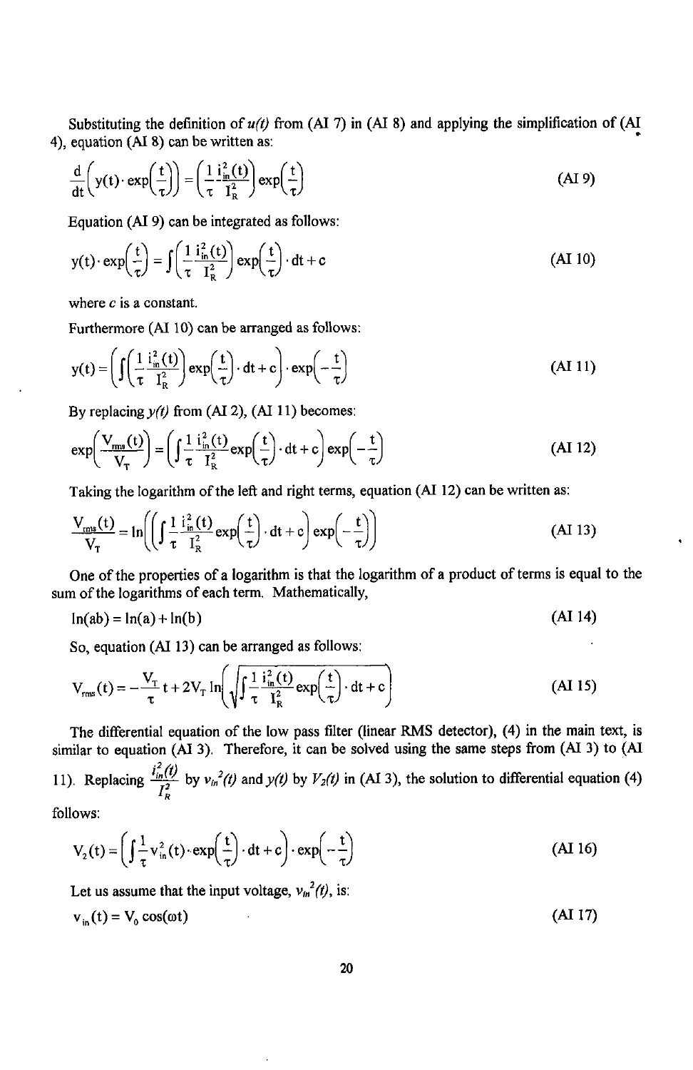Substituting the definition of $u(t)$ from (AI 7) in (AI 8) and applying the simplification of (AI 4), equation (AI 8) can be written as:

$$\frac{d}{dt}\left(y(t)\cdot \exp\left(\frac{t}{\tau}\right)\right) = \left(\frac{1}{\tau}\frac{i_{in}^2(t)}{I_R^2}\right)\exp\left(\frac{t}{\tau}\right) \tag{AI 9}$$

Equation (AI 9) can be integrated as follows:

$$y(t)\cdot \exp\left(\frac{t}{\tau}\right) = \int\left(\frac{1}{\tau}\frac{i_{in}^2(t)}{I_R^2}\right)\exp\left(\frac{t}{\tau}\right)\cdot dt + c \tag{AI 10}$$

where $c$ is a constant.

Furthermore (AI 10) can be arranged as follows:

$$y(t) = \left(\int\left(\frac{1}{\tau}\frac{i_{in}^2(t)}{I_R^2}\right)\exp\left(\frac{t}{\tau}\right)\cdot dt + c\right)\cdot \exp\left(-\frac{t}{\tau}\right) \tag{AI 11}$$

By replacing $y(t)$ from (AI 2), (AI 11) becomes:

$$\exp\left(\frac{V_{rms}(t)}{V_T}\right) = \left(\int\frac{1}{\tau}\frac{i_{in}^2(t)}{I_R^2}\exp\left(\frac{t}{\tau}\right)\cdot dt + c\right)\exp\left(-\frac{t}{\tau}\right) \tag{AI 12}$$

Taking the logarithm of the left and right terms, equation (AI 12) can be written as:

$$\frac{V_{rms}(t)}{V_T} = \ln\left(\left(\int\frac{1}{\tau}\frac{i_{in}^2(t)}{I_R^2}\exp\left(\frac{t}{\tau}\right)\cdot dt + c\right)\exp\left(-\frac{t}{\tau}\right)\right) \tag{AI 13}$$

One of the properties of a logarithm is that the logarithm of a product of terms is equal to the sum of the logarithms of each term. Mathematically,

$$\ln(ab) = \ln(a) + \ln(b) \tag{AI 14}$$

So, equation (AI 13) can be arranged as follows:

$$V_{rms}(t) = -\frac{V_T}{\tau}t + 2V_T\ln\left(\sqrt{\int\frac{1}{\tau}\frac{i_{in}^2(t)}{I_R^2}\exp\left(\frac{t}{\tau}\right)\cdot dt + c}\right) \tag{AI 15}$$

The differential equation of the low pass filter (linear RMS detector), (4) in the main text, is similar to equation (AI 3). Therefore, it can be solved using the same steps from (AI 3) to (AI 11). Replacing $\frac{i_{in}^2(t)}{I_R^2}$ by $v_{in}^2(t)$ and $y(t)$ by $V_2(t)$ in (AI 3), the solution to differential equation (4) follows:

$$V_2(t) = \left(\int\frac{1}{\tau}v_{in}^2(t)\cdot\exp\left(\frac{t}{\tau}\right)\cdot dt + c\right)\cdot\exp\left(-\frac{t}{\tau}\right) \tag{AI 16}$$

Let us assume that the input voltage, $v_{in}^2(t)$, is:

$$v_{in}(t) = V_0\cos(\omega t) \tag{AI 17}$$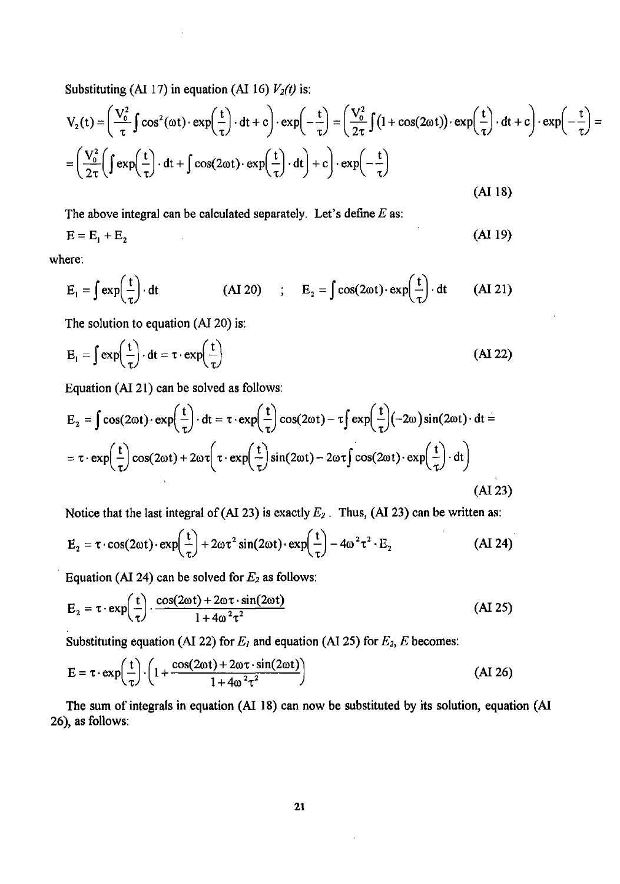Substituting (AI 17) in equation (AI 16) $V_2(t)$ is:

$$V_2(t) = \left(\frac{V_0^2}{\tau}\int \cos^2(\omega t)\cdot \exp\left(\frac{t}{\tau}\right)\cdot dt + c\right)\cdot \exp\left(-\frac{t}{\tau}\right) = \left(\frac{V_0^2}{2\tau}\int (1+\cos(2\omega t))\cdot \exp\left(\frac{t}{\tau}\right)\cdot dt + c\right)\cdot \exp\left(-\frac{t}{\tau}\right) =$$

$$= \left(\frac{V_0^2}{2\tau}\left(\int \exp\left(\frac{t}{\tau}\right)\cdot dt + \int \cos(2\omega t)\cdot \exp\left(\frac{t}{\tau}\right)\cdot dt\right) + c\right)\cdot \exp\left(-\frac{t}{\tau}\right)$$

(AI 18)

The above integral can be calculated separately. Let's define $E$ as:

$$E = E_1 + E_2 \tag{AI 19}$$

where:

$$E_1 = \int \exp\left(\frac{t}{\tau}\right)\cdot dt \quad \text{(AI 20)} \quad ; \quad E_2 = \int \cos(2\omega t)\cdot \exp\left(\frac{t}{\tau}\right)\cdot dt \quad \text{(AI 21)}$$

The solution to equation (AI 20) is:

$$E_1 = \int \exp\left(\frac{t}{\tau}\right)\cdot dt = \tau\cdot \exp\left(\frac{t}{\tau}\right) \tag{AI 22}$$

Equation (AI 21) can be solved as follows:

$$E_2 = \int \cos(2\omega t)\cdot \exp\left(\frac{t}{\tau}\right)\cdot dt = \tau\cdot \exp\left(\frac{t}{\tau}\right)\cos(2\omega t) - \tau\int \exp\left(\frac{t}{\tau}\right)(-2\omega)\sin(2\omega t)\cdot dt =$$

$$= \tau\cdot \exp\left(\frac{t}{\tau}\right)\cos(2\omega t) + 2\omega\tau\left(\tau\cdot \exp\left(\frac{t}{\tau}\right)\sin(2\omega t) - 2\omega\tau\int \cos(2\omega t)\cdot \exp\left(\frac{t}{\tau}\right)\cdot dt\right)$$

(AI 23)

Notice that the last integral of (AI 23) is exactly $E_2$. Thus, (AI 23) can be written as:

$$E_2 = \tau\cdot \cos(2\omega t)\cdot \exp\left(\frac{t}{\tau}\right) + 2\omega\tau^2 \sin(2\omega t)\cdot \exp\left(\frac{t}{\tau}\right) - 4\omega^2\tau^2\cdot E_2 \tag{AI 24}$$

Equation (AI 24) can be solved for $E_2$ as follows:

$$E_2 = \tau\cdot \exp\left(\frac{t}{\tau}\right)\cdot \frac{\cos(2\omega t) + 2\omega\tau\cdot \sin(2\omega t)}{1+4\omega^2\tau^2} \tag{AI 25}$$

Substituting equation (AI 22) for $E_1$ and equation (AI 25) for $E_2$, $E$ becomes:

$$E = \tau\cdot \exp\left(\frac{t}{\tau}\right)\cdot\left(1 + \frac{\cos(2\omega t) + 2\omega\tau\cdot \sin(2\omega t)}{1+4\omega^2\tau^2}\right) \tag{AI 26}$$

The sum of integrals in equation (AI 18) can now be substituted by its solution, equation (AI 26), as follows: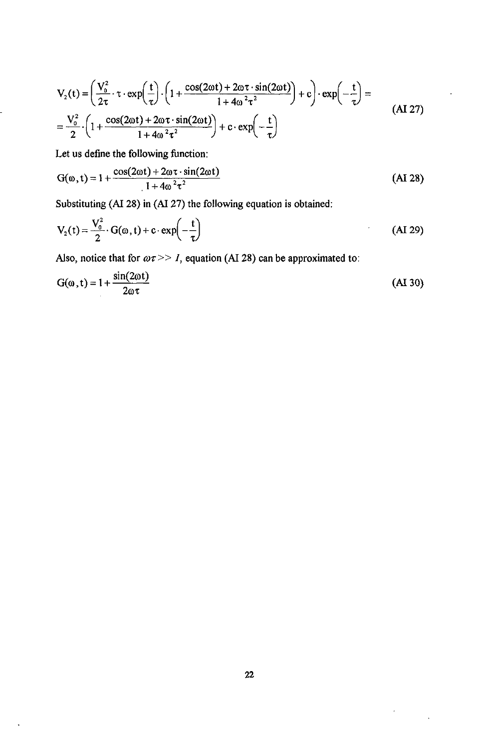$$V_2(t) = \left(\frac{V_0^2}{2\tau} \cdot \tau \cdot \exp\left(\frac{t}{\tau}\right) \cdot \left(1 + \frac{\cos(2\omega t) + 2\omega\tau \cdot \sin(2\omega t)}{1 + 4\omega^2\tau^2}\right) + c\right) \cdot \exp\left(-\frac{t}{\tau}\right) =$$
$$= \frac{V_0^2}{2} \cdot \left(1 + \frac{\cos(2\omega t) + 2\omega\tau \cdot \sin(2\omega t)}{1 + 4\omega^2\tau^2}\right) + c \cdot \exp\left(-\frac{t}{\tau}\right) \tag{AI 27}$$

Let us define the following function:

$$G(\omega, t) = 1 + \frac{\cos(2\omega t) + 2\omega\tau \cdot \sin(2\omega t)}{1 + 4\omega^2\tau^2} \tag{AI 28}$$

Substituting (AI 28) in (AI 27) the following equation is obtained:

$$V_2(t) = \frac{V_0^2}{2} \cdot G(\omega, t) + c \cdot \exp\left(-\frac{t}{\tau}\right) \tag{AI 29}$$

Also, notice that for $\omega\tau >> 1$, equation (AI 28) can be approximated to:

$$G(\omega, t) = 1 + \frac{\sin(2\omega t)}{2\omega\tau} \tag{AI 30}$$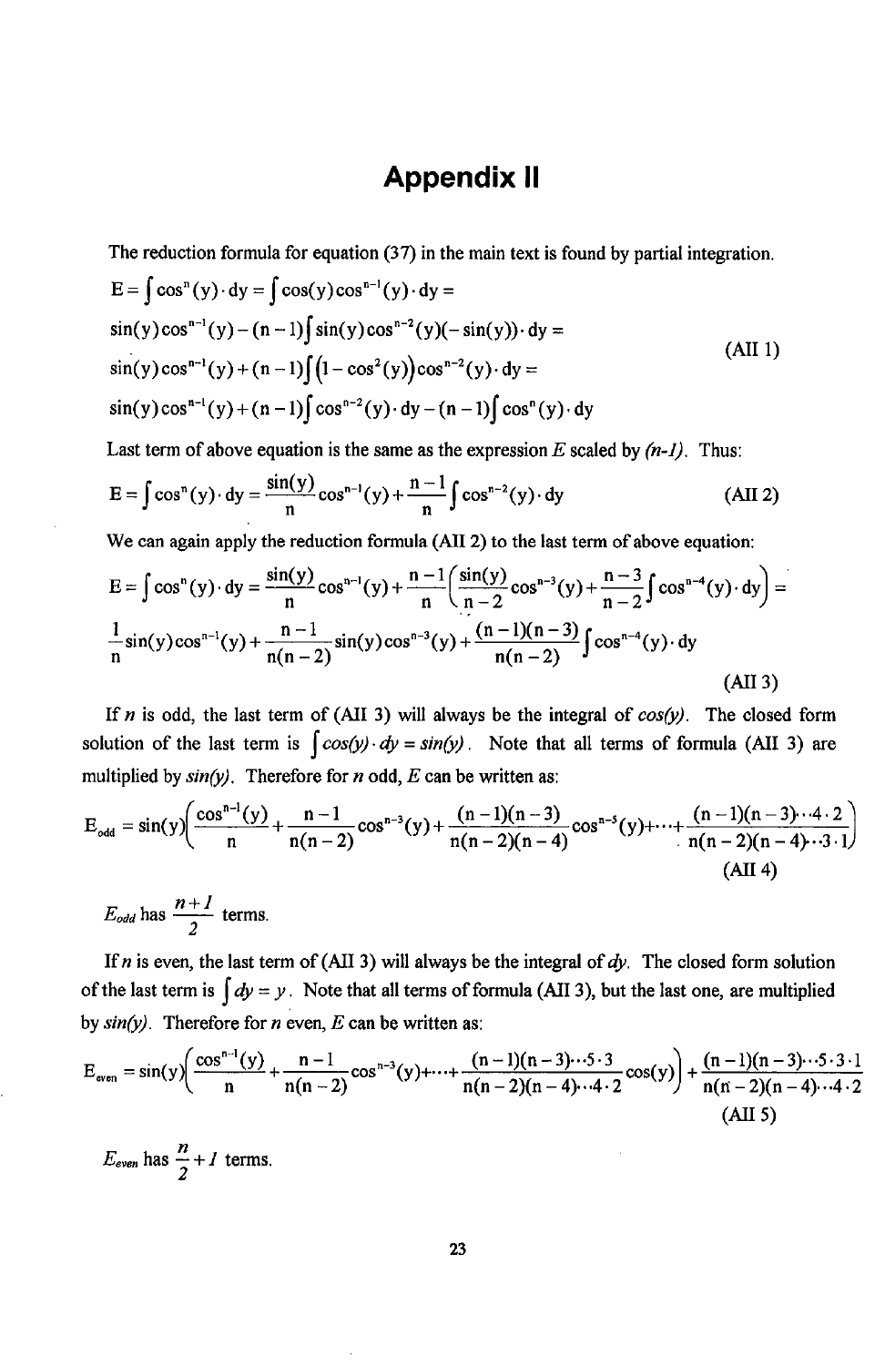# Appendix II

The reduction formula for equation (37) in the main text is found by partial integration.

$$
\begin{aligned}
E &= \int \cos^n(y) \cdot dy = \int \cos(y)\cos^{n-1}(y) \cdot dy = \\
&\sin(y)\cos^{n-1}(y) - (n-1)\int \sin(y)\cos^{n-2}(y)(-\sin(y)) \cdot dy = \\
&\sin(y)\cos^{n-1}(y) + (n-1)\int \left(1-\cos^2(y)\right)\cos^{n-2}(y) \cdot dy = \\
&\sin(y)\cos^{n-1}(y) + (n-1)\int \cos^{n-2}(y) \cdot dy - (n-1)\int \cos^n(y) \cdot dy
\end{aligned}
\tag{AII 1}
$$

Last term of above equation is the same as the expression $E$ scaled by $(n-1)$. Thus:

$$
E = \int \cos^n(y) \cdot dy = \frac{\sin(y)}{n}\cos^{n-1}(y) + \frac{n-1}{n}\int \cos^{n-2}(y) \cdot dy \tag{AII 2}
$$

We can again apply the reduction formula (AII 2) to the last term of above equation:

$$
\begin{aligned}
E &= \int \cos^n(y) \cdot dy = \frac{\sin(y)}{n}\cos^{n-1}(y) + \frac{n-1}{n}\left(\frac{\sin(y)}{n-2}\cos^{n-3}(y) + \frac{n-3}{n-2}\int \cos^{n-4}(y) \cdot dy\right) = \\
&\frac{1}{n}\sin(y)\cos^{n-1}(y) + \frac{n-1}{n(n-2)}\sin(y)\cos^{n-3}(y) + \frac{(n-1)(n-3)}{n(n-2)}\int \cos^{n-4}(y) \cdot dy
\end{aligned}
\tag{AII 3}
$$

If $n$ is odd, the last term of (AII 3) will always be the integral of $\cos(y)$. The closed form solution of the last term is $\int \cos(y) \cdot dy = \sin(y)$. Note that all terms of formula (AII 3) are multiplied by $\sin(y)$. Therefore for $n$ odd, $E$ can be written as:

$$
E_{odd} = \sin(y)\left(\frac{\cos^{n-1}(y)}{n} + \frac{n-1}{n(n-2)}\cos^{n-3}(y) + \frac{(n-1)(n-3)}{n(n-2)(n-4)}\cos^{n-5}(y) + \cdots + \frac{(n-1)(n-3)\cdots 4 \cdot 2}{n(n-2)(n-4)\cdots 3 \cdot 1}\right) \tag{AII 4}
$$

$E_{odd}$ has $\frac{n+1}{2}$ terms.

If $n$ is even, the last term of (AII 3) will always be the integral of $dy$. The closed form solution of the last term is $\int dy = y$. Note that all terms of formula (AII 3), but the last one, are multiplied by $\sin(y)$. Therefore for $n$ even, $E$ can be written as:

$$
E_{even} = \sin(y)\left(\frac{\cos^{n-1}(y)}{n} + \frac{n-1}{n(n-2)}\cos^{n-3}(y) + \cdots + \frac{(n-1)(n-3)\cdots 5 \cdot 3}{n(n-2)(n-4)\cdots 4 \cdot 2}\cos(y)\right) + \frac{(n-1)(n-3)\cdots 5 \cdot 3 \cdot 1}{n(n-2)(n-4)\cdots 4 \cdot 2} \tag{AII 5}
$$

$E_{even}$ has $\frac{n}{2}+1$ terms.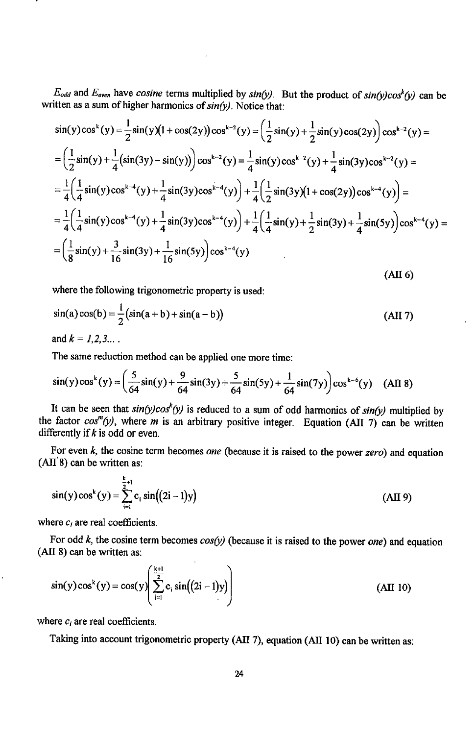$E_{odd}$ and $E_{even}$ have *cosine* terms multiplied by *sin(y)*. But the product of $sin(y)cos^k(y)$ can be written as a sum of higher harmonics of *sin(y)*. Notice that:

$$
\begin{aligned}
&\sin(y)\cos^k(y) = \frac{1}{2}\sin(y)(1+\cos(2y))\cos^{k-2}(y) = \left(\frac{1}{2}\sin(y) + \frac{1}{2}\sin(y)\cos(2y)\right)\cos^{k-2}(y) = \\
&= \left(\frac{1}{2}\sin(y) + \frac{1}{4}(\sin(3y) - \sin(y))\right)\cos^{k-2}(y) = \frac{1}{4}\sin(y)\cos^{k-2}(y) + \frac{1}{4}\sin(3y)\cos^{k-2}(y) = \\
&= \frac{1}{4}\left(\frac{1}{4}\sin(y)\cos^{k-4}(y) + \frac{1}{4}\sin(3y)\cos^{k-4}(y)\right) + \frac{1}{4}\left(\frac{1}{2}\sin(3y)(1+\cos(2y))\cos^{k-4}(y)\right) = \\
&= \frac{1}{4}\left(\frac{1}{4}\sin(y)\cos^{k-4}(y) + \frac{1}{4}\sin(3y)\cos^{k-4}(y)\right) + \frac{1}{4}\left(\frac{1}{4}\sin(y) + \frac{1}{2}\sin(3y) + \frac{1}{4}\sin(5y)\right)\cos^{k-4}(y) = \\
&= \left(\frac{1}{8}\sin(y) + \frac{3}{16}\sin(3y) + \frac{1}{16}\sin(5y)\right)\cos^{k-4}(y)
\end{aligned}
\tag{AII 6}
$$

where the following trigonometric property is used:

$$
\sin(a)\cos(b) = \frac{1}{2}(\sin(a+b) + \sin(a-b)) \tag{AII 7}
$$

and $k = 1,2,3\ldots$ .

The same reduction method can be applied one more time:

$$
\sin(y)\cos^k(y) = \left(\frac{5}{64}\sin(y) + \frac{9}{64}\sin(3y) + \frac{5}{64}\sin(5y) + \frac{1}{64}\sin(7y)\right)\cos^{k-6}(y) \tag{AII 8}
$$

It can be seen that $sin(y)cos^k(y)$ is reduced to a sum of odd harmonics of *sin(y)* multiplied by the factor $cos^m(y)$, where *m* is an arbitrary positive integer. Equation (AII 7) can be written differently if *k* is odd or even.

For even *k*, the cosine term becomes *one* (because it is raised to the power *zero*) and equation (AII 8) can be written as:

$$
\sin(y)\cos^k(y) = \sum_{i=1}^{\frac{k}{2}+1} c_i \sin((2i-1)y) \tag{AII 9}
$$

where $c_i$ are real coefficients.

For odd *k*, the cosine term becomes *cos(y)* (because it is raised to the power *one*) and equation (AII 8) can be written as:

$$
\sin(y)\cos^k(y) = \cos(y)\left(\sum_{i=1}^{\frac{k+1}{2}} c_i \sin((2i-1)y)\right) \tag{AII 10}
$$

where $c_i$ are real coefficients.

Taking into account trigonometric property (AII 7), equation (AII 10) can be written as: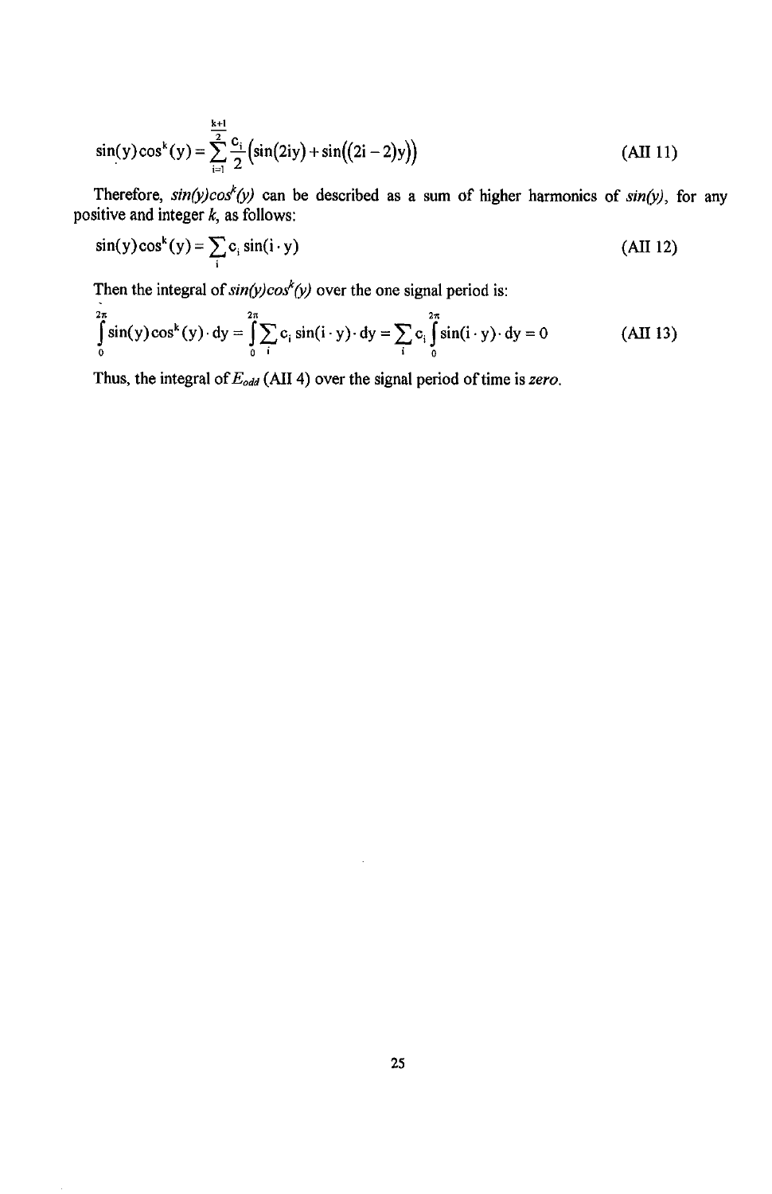$$\sin(y)\cos^k(y) = \sum_{i=1}^{\frac{k+1}{2}} \frac{c_i}{2}\left(\sin(2iy) + \sin((2i-2)y)\right) \tag{AII 11}$$

Therefore, $\sin(y)\cos^k(y)$ can be described as a sum of higher harmonics of $\sin(y)$, for any positive and integer $k$, as follows:

$$\sin(y)\cos^k(y) = \sum_i c_i \sin(i \cdot y) \tag{AII 12}$$

Then the integral of $\sin(y)\cos^k(y)$ over the one signal period is:

$$\int_0^{2\pi} \sin(y)\cos^k(y) \cdot dy = \int_0^{2\pi} \sum_i c_i \sin(i \cdot y) \cdot dy = \sum_i c_i \int_0^{2\pi} \sin(i \cdot y) \cdot dy = 0 \tag{AII 13}$$

Thus, the integral of $E_{odd}$ (AII 4) over the signal period of time is *zero*.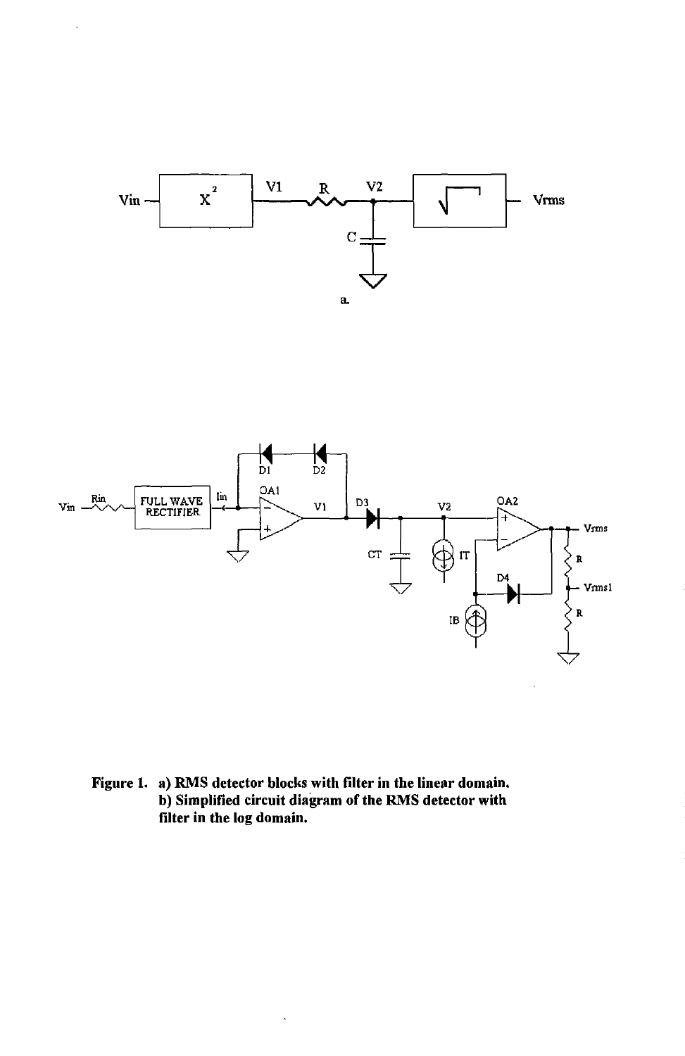Figure 1. a) RMS detector blocks with filter in the linear domain.
b) Simplified circuit diagram of the RMS detector with filter in the log domain.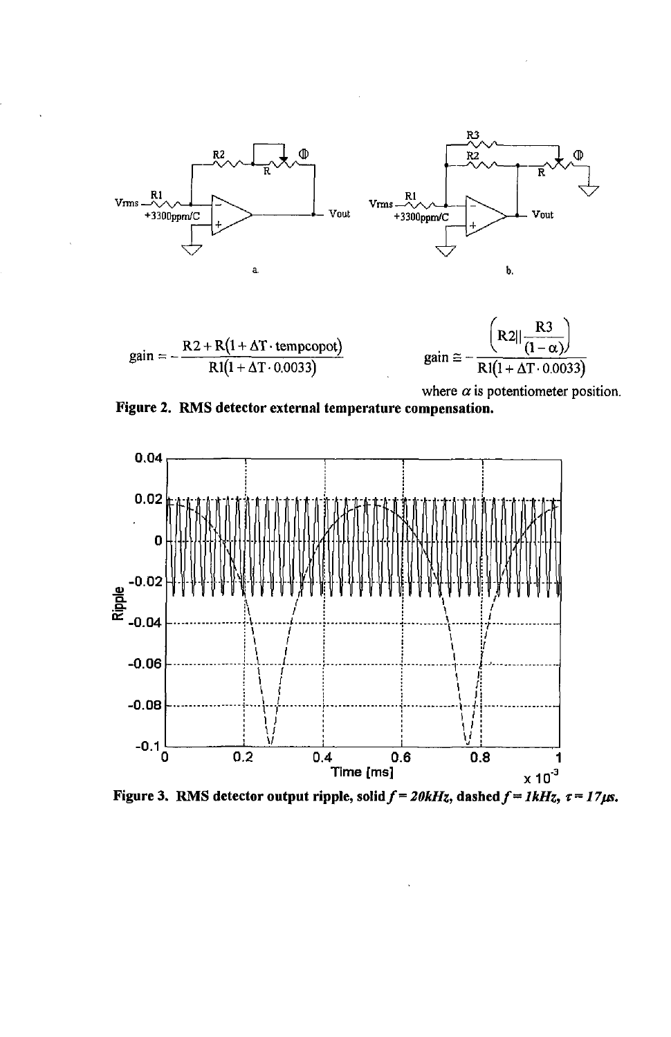a.

b.

$$\text{gain} = -\frac{R2 + R(1 + \Delta T \cdot \text{tempcopot})}{R1(1 + \Delta T \cdot 0.0033)}$$

$$\text{gain} \cong -\frac{\left(R2 \| \frac{R3}{(1-\alpha)}\right)}{R1(1 + \Delta T \cdot 0.0033)}$$

where $\alpha$ is potentiometer position.

**Figure 2. RMS detector external temperature compensation.**

**Figure 3. RMS detector output ripple, solid *$f = 20kHz$*, dashed *$f = 1kHz$, $\tau = 17\mu s$*.**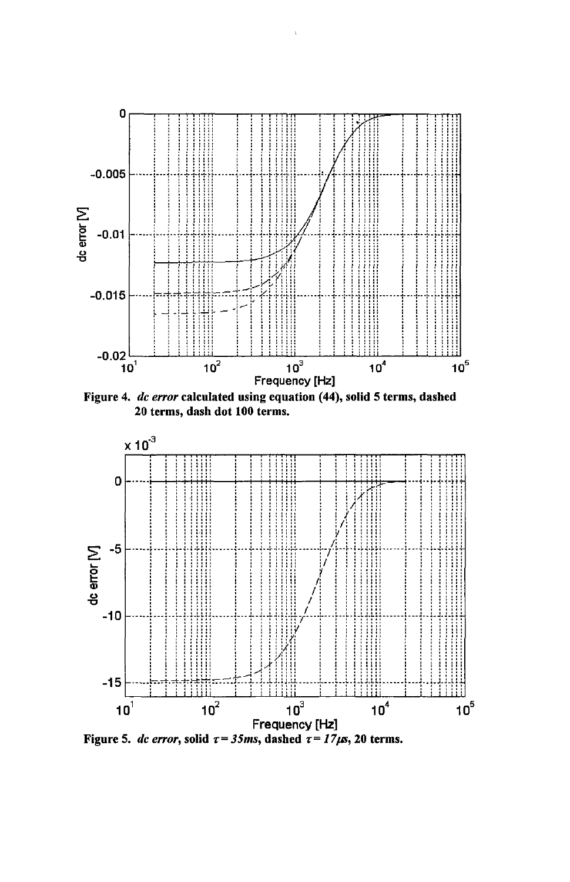Figure 4. *dc error* calculated using equation (44), solid 5 terms, dashed 20 terms, dash dot 100 terms.

Figure 5. *dc error*, solid $\tau = 35ms$, dashed $\tau = 17\mu s$, 20 terms.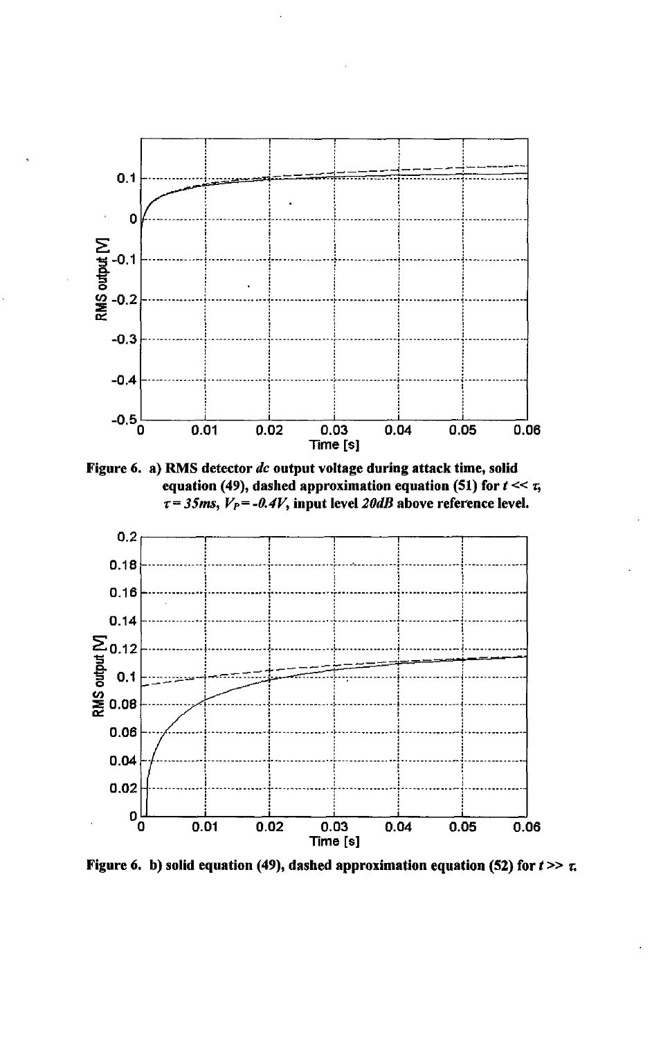Figure 6. a) RMS detector *dc* output voltage during attack time, solid equation (49), dashed approximation equation (51) for $t \ll \tau$, $\tau = 35ms$, $V_P = -0.4V$, input level *20dB* above reference level.

Figure 6. b) solid equation (49), dashed approximation equation (52) for $t \gg \tau$.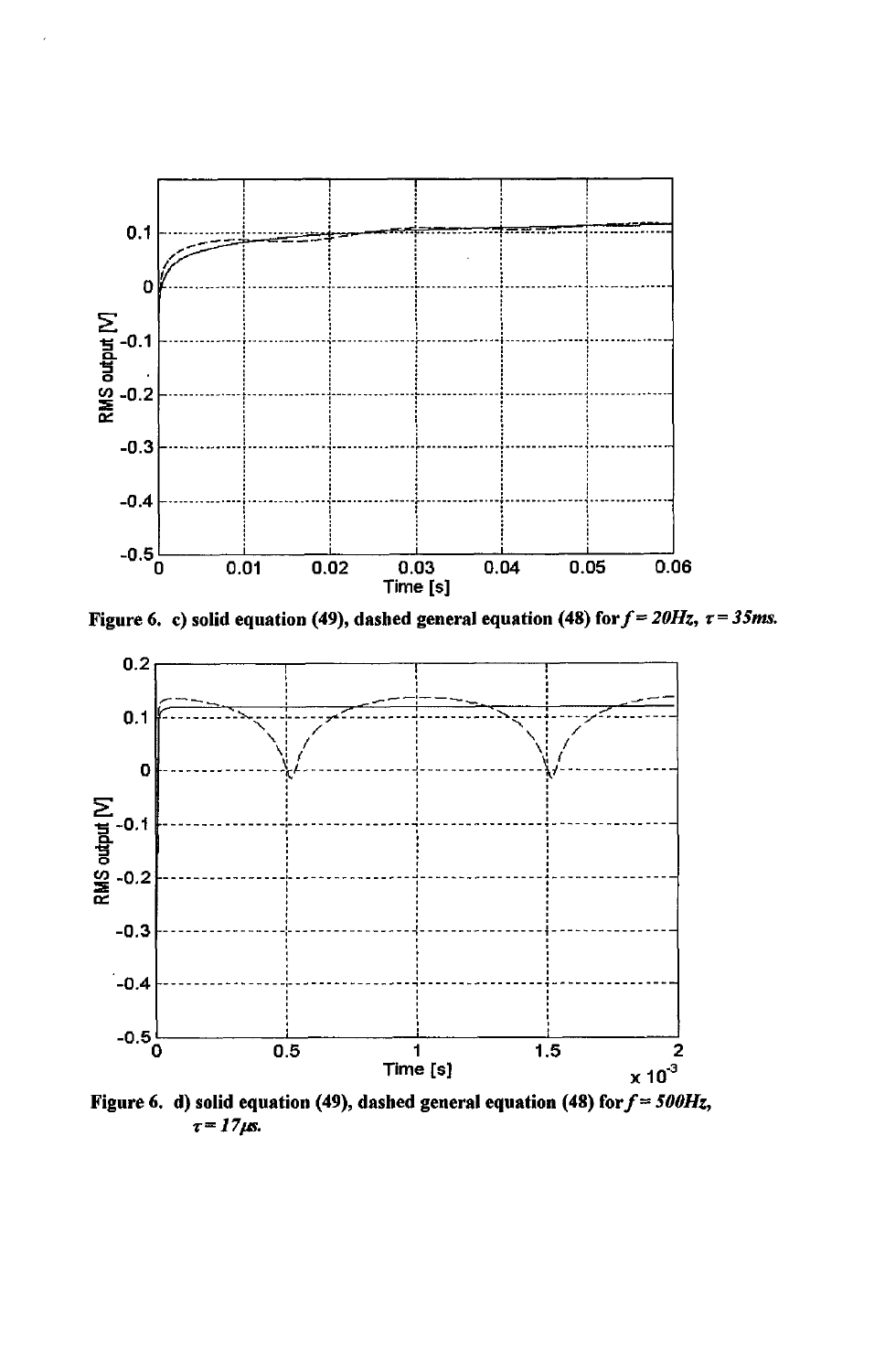Figure 6. c) solid equation (49), dashed general equation (48) for $f = 20Hz$, $\tau = 35ms$.

Figure 6. d) solid equation (49), dashed general equation (48) for $f = 500Hz$, $\tau = 17\mu s$.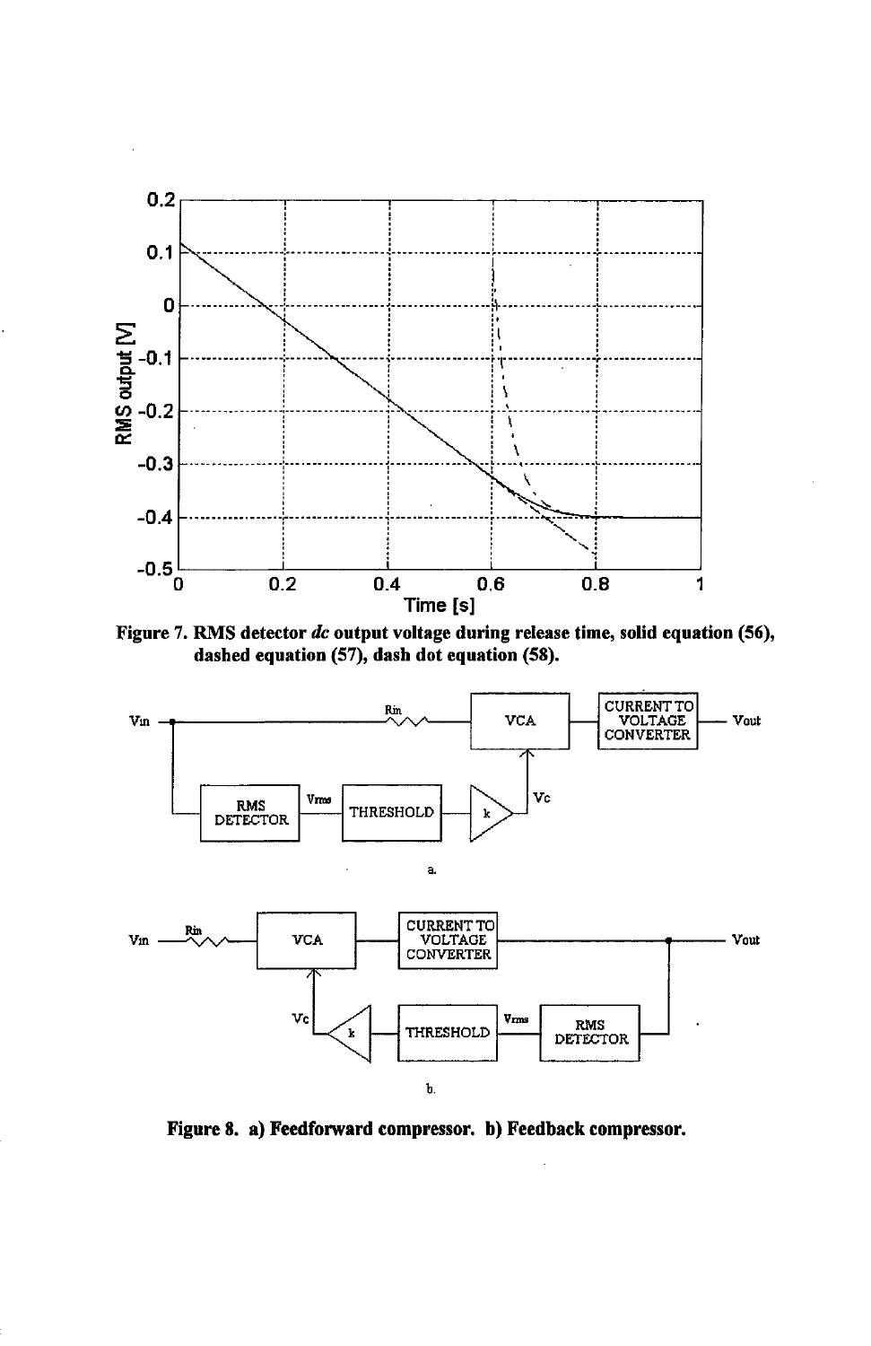Figure 7. RMS detector *dc* output voltage during release time, solid equation (56), dashed equation (57), dash dot equation (58).

a.

b.

Figure 8. a) Feedforward compressor. b) Feedback compressor.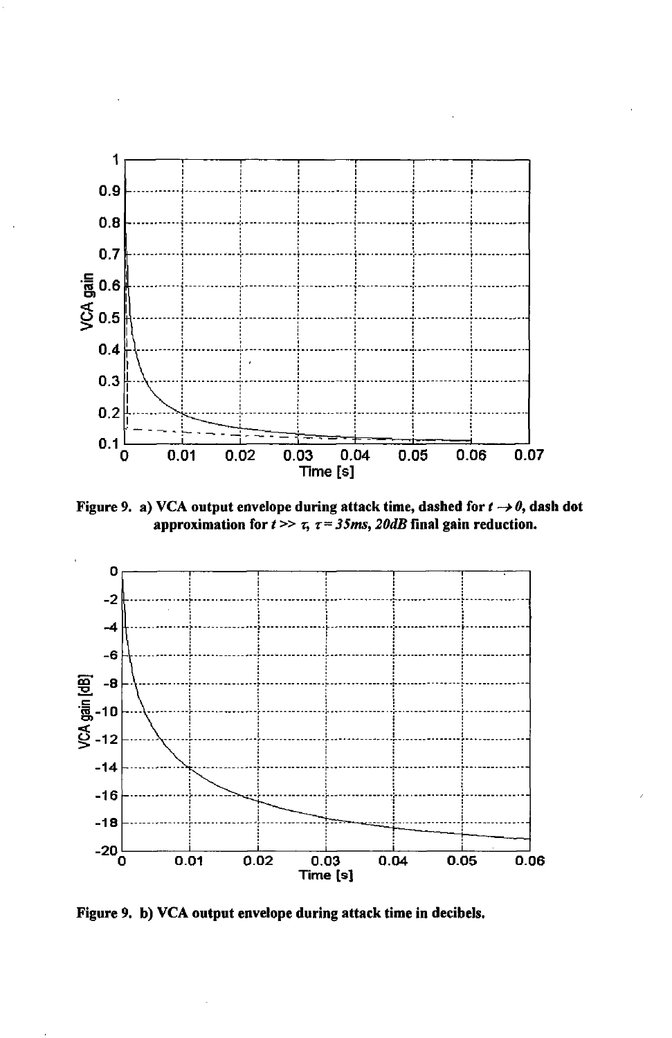Figure 9. a) VCA output envelope during attack time, dashed for $t \rightarrow 0$, dash dot approximation for $t >> \tau$, $\tau = 35ms$, $20dB$ final gain reduction.

Figure 9. b) VCA output envelope during attack time in decibels.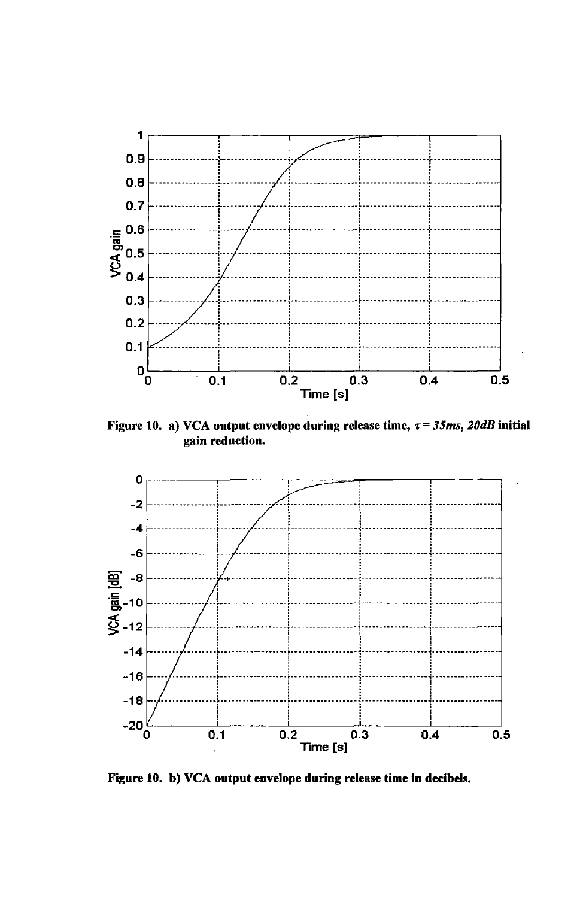Figure 10. a) VCA output envelope during release time, $\tau = 35ms$, $20dB$ initial gain reduction.

Figure 10. b) VCA output envelope during release time in decibels.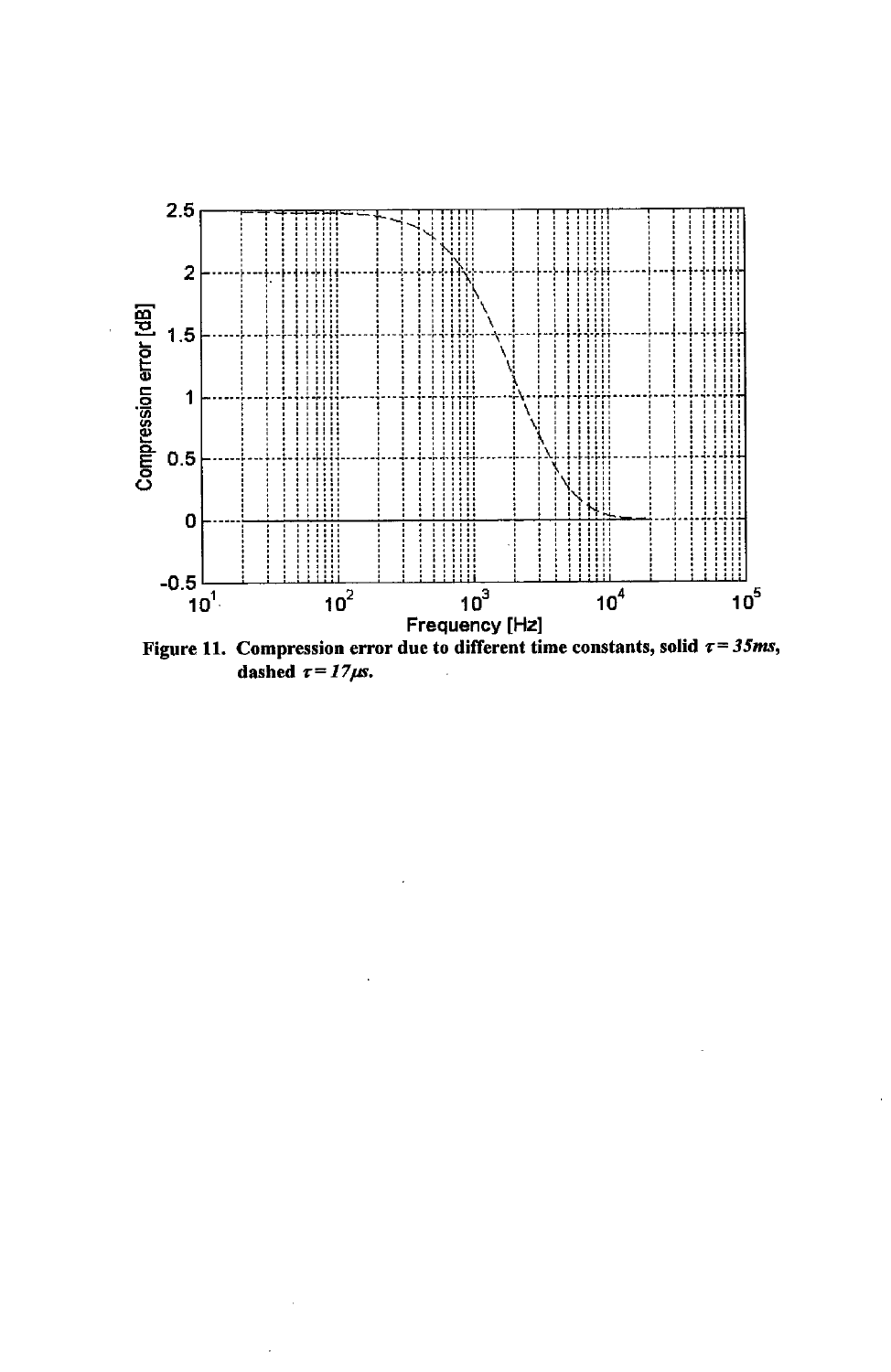2.5

2

1.5

1

0.5

0

-0.5

Compression error [dB]

$10^1$ $10^2$ $10^3$ $10^4$ $10^5$

Frequency [Hz]

**Figure 11. Compression error due to different time constants, solid $\tau = 35ms$, dashed $\tau = 17\mu s$.**